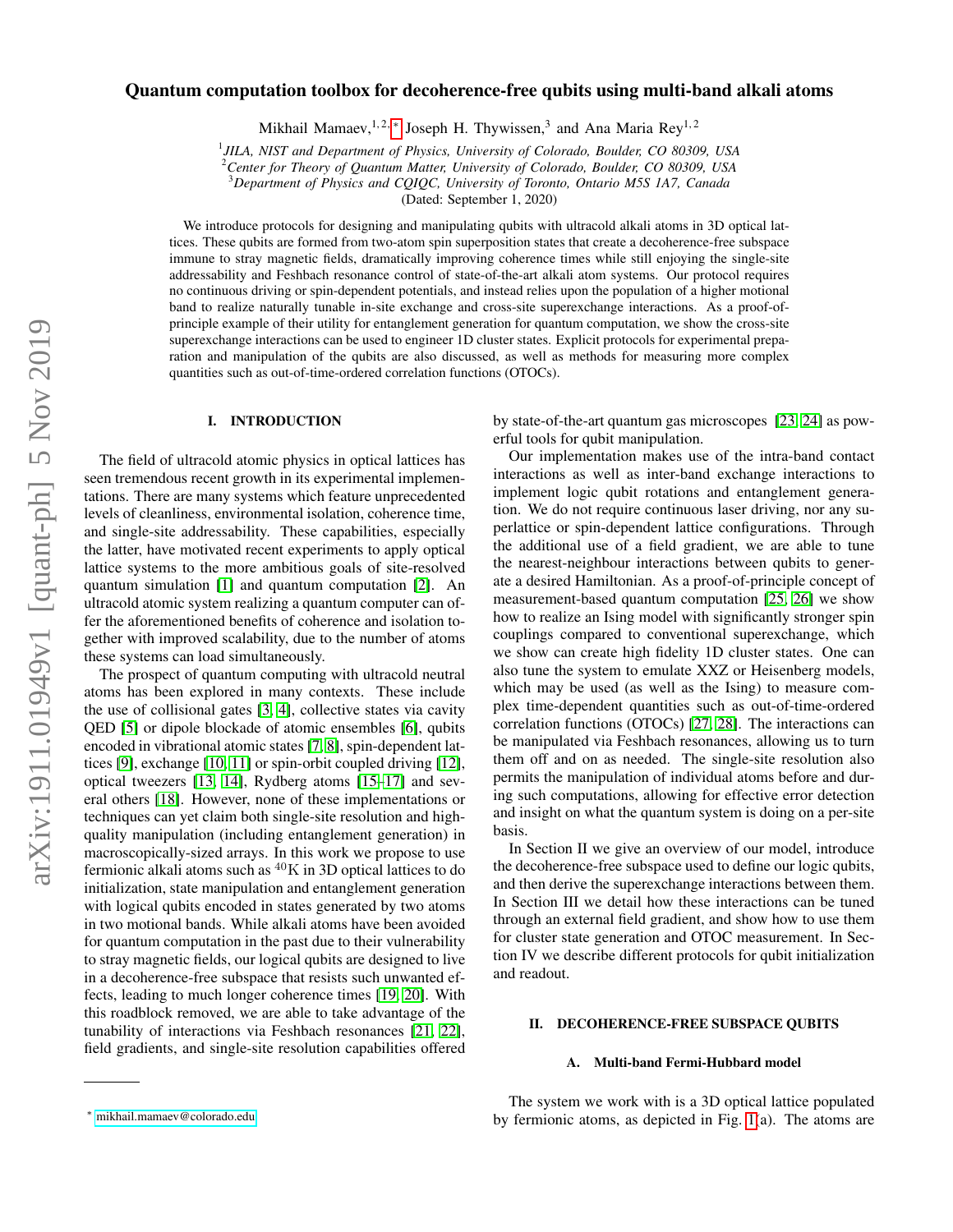# Quantum computation toolbox for decoherence-free qubits using multi-band alkali atoms

Mikhail Mamaev,[1,2,*] Joseph H. Thywissen,[3] and Ana Maria Rey[1,2]

[1] *JILA, NIST and Department of Physics, University of Colorado, Boulder, CO 80309, USA*
[2] *Center for Theory of Quantum Matter, University of Colorado, Boulder, CO 80309, USA*
[3] *Department of Physics and CQIQC, University of Toronto, Ontario M5S 1A7, Canada*

(Dated: September 1, 2020)

We introduce protocols for designing and manipulating qubits with ultracold alkali atoms in 3D optical lattices. These qubits are formed from two-atom spin superposition states that create a decoherence-free subspace immune to stray magnetic fields, dramatically improving coherence times while still enjoying the single-site addressability and Feshbach resonance control of state-of-the-art alkali atom systems. Our protocol requires no continuous driving or spin-dependent potentials, and instead relies upon the population of a higher motional band to realize naturally tunable in-site exchange and cross-site superexchange interactions. As a proof-of-principle example of their utility for entanglement generation for quantum computation, we show the cross-site superexchange interactions can be used to engineer 1D cluster states. Explicit protocols for experimental preparation and manipulation of the qubits are also discussed, as well as methods for measuring more complex quantities such as out-of-time-ordered correlation functions (OTOCs).

## I. INTRODUCTION

The field of ultracold atomic physics in optical lattices has seen tremendous recent growth in its experimental implementations. There are many systems which feature unprecedented levels of cleanliness, environmental isolation, coherence time, and single-site addressability. These capabilities, especially the latter, have motivated recent experiments to apply optical lattice systems to the more ambitious goals of site-resolved quantum simulation [1] and quantum computation [2]. An ultracold atomic system realizing a quantum computer can offer the aforementioned benefits of coherence and isolation together with improved scalability, due to the number of atoms these systems can load simultaneously.

The prospect of quantum computing with ultracold neutral atoms has been explored in many contexts. These include the use of collisional gates [3, 4], collective states via cavity QED [5] or dipole blockade of atomic ensembles [6], qubits encoded in vibrational atomic states [7, 8], spin-dependent lattices [9], exchange [10, 11] or spin-orbit coupled driving [12], optical tweezers [13, 14], Rydberg atoms [15–17] and several others [18]. However, none of these implementations or techniques can yet claim both single-site resolution and high-quality manipulation (including entanglement generation) in macroscopically-sized arrays. In this work we propose to use fermionic alkali atoms such as $^{40}$K in 3D optical lattices to do initialization, state manipulation and entanglement generation with logical qubits encoded in states generated by two atoms in two motional bands. While alkali atoms have been avoided for quantum computation in the past due to their vulnerability to stray magnetic fields, our logical qubits are designed to live in a decoherence-free subspace that resists such unwanted effects, leading to much longer coherence times [19, 20]. With this roadblock removed, we are able to take advantage of the tunability of interactions via Feshbach resonances [21, 22], field gradients, and single-site resolution capabilities offered by state-of-the-art quantum gas microscopes [23, 24] as powerful tools for qubit manipulation.

Our implementation makes use of the intra-band contact interactions as well as inter-band exchange interactions to implement logic qubit rotations and entanglement generation. We do not require continuous laser driving, nor any superlattice or spin-dependent lattice configurations. Through the additional use of a field gradient, we are able to tune the nearest-neighbour interactions between qubits to generate a desired Hamiltonian. As a proof-of-principle concept of measurement-based quantum computation [25, 26] we show how to realize an Ising model with significantly stronger spin couplings compared to conventional superexchange, which we show can create high fidelity 1D cluster states. One can also tune the system to emulate XXZ or Heisenberg models, which may be used (as well as the Ising) to measure complex time-dependent quantities such as out-of-time-ordered correlation functions (OTOCs) [27, 28]. The interactions can be manipulated via Feshbach resonances, allowing us to turn them off and on as needed. The single-site resolution also permits the manipulation of individual atoms before and during such computations, allowing for effective error detection and insight on what the quantum system is doing on a per-site basis.

In Section II we give an overview of our model, introduce the decoherence-free subspace used to define our logic qubits, and then derive the superexchange interactions between them. In Section III we detail how these interactions can be tuned through an external field gradient, and show how to use them for cluster state generation and OTOC measurement. In Section IV we describe different protocols for qubit initialization and readout.

## II. DECOHERENCE-FREE SUBSPACE QUBITS

### A. Multi-band Fermi-Hubbard model

The system we work with is a 3D optical lattice populated by fermionic atoms, as depicted in Fig. 1(a). The atoms are

---

[*] mikhail.mamaev@colorado.edu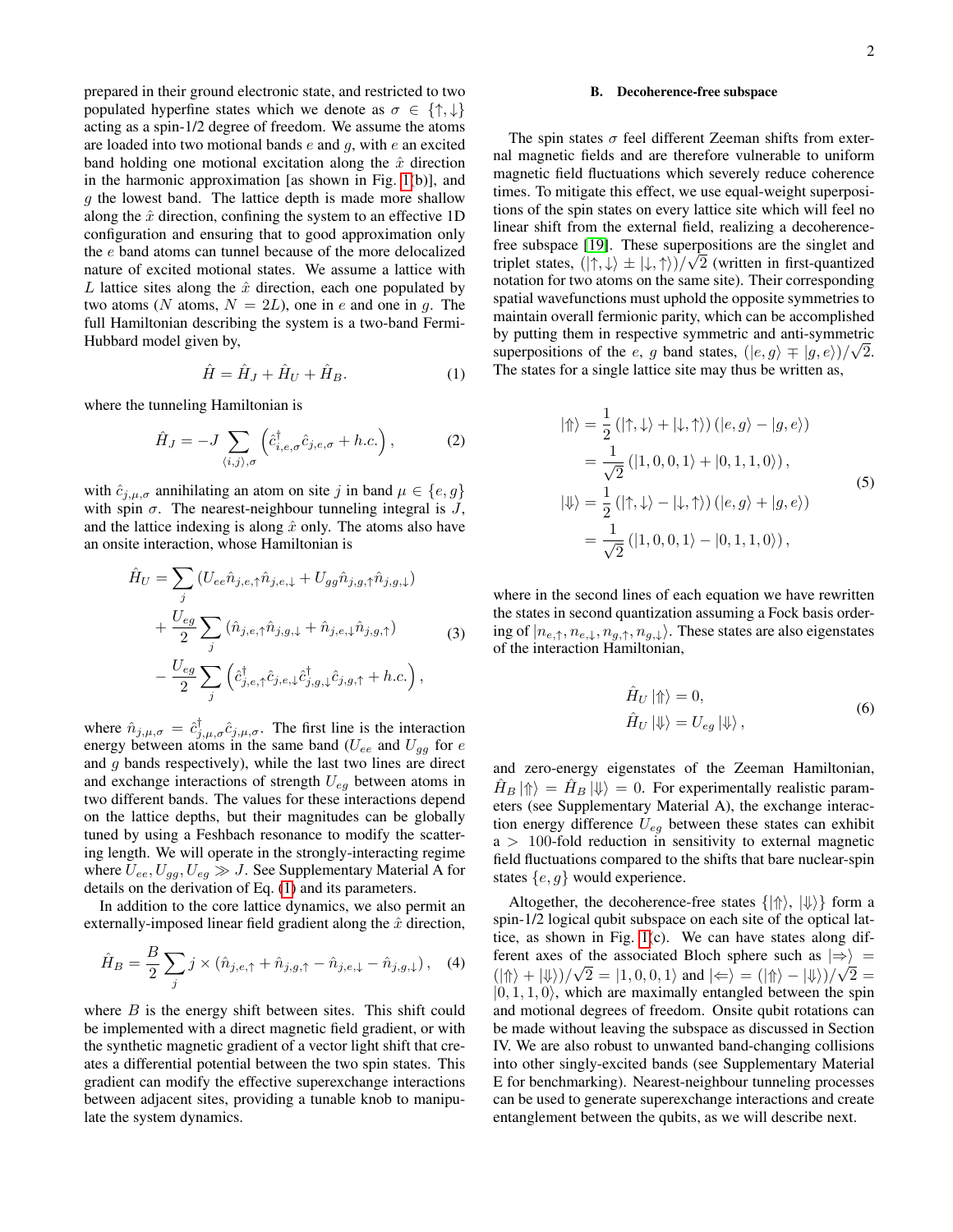prepared in their ground electronic state, and restricted to two populated hyperfine states which we denote as $\sigma \in \{\uparrow, \downarrow\}$ acting as a spin-1/2 degree of freedom. We assume the atoms are loaded into two motional bands $e$ and $g$, with $e$ an excited band holding one motional excitation along the $\hat{x}$ direction in the harmonic approximation [as shown in Fig. 1(b)], and $g$ the lowest band. The lattice depth is made more shallow along the $\hat{x}$ direction, confining the system to an effective 1D configuration and ensuring that to good approximation only the $e$ band atoms can tunnel because of the more delocalized nature of excited motional states. We assume a lattice with $L$ lattice sites along the $\hat{x}$ direction, each one populated by two atoms ($N$ atoms, $N = 2L$), one in $e$ and one in $g$. The full Hamiltonian describing the system is a two-band Fermi-Hubbard model given by,

$$\hat{H} = \hat{H}_J + \hat{H}_U + \hat{H}_B. \tag{1}$$

where the tunneling Hamiltonian is

$$\hat{H}_J = -J \sum_{\langle i,j \rangle, \sigma} \left( \hat{c}^\dagger_{i,e,\sigma} \hat{c}_{j,e,\sigma} + h.c. \right), \tag{2}$$

with $\hat{c}_{j,\mu,\sigma}$ annihilating an atom on site $j$ in band $\mu \in \{e, g\}$ with spin $\sigma$. The nearest-neighbour tunneling integral is $J$, and the lattice indexing is along $\hat{x}$ only. The atoms also have an onsite interaction, whose Hamiltonian is

$$\begin{aligned}
\hat{H}_U = &\sum_j \left( U_{ee} \hat{n}_{j,e,\uparrow} \hat{n}_{j,e,\downarrow} + U_{gg} \hat{n}_{j,g,\uparrow} \hat{n}_{j,g,\downarrow} \right) \\
&+ \frac{U_{eg}}{2} \sum_j \left( \hat{n}_{j,e,\uparrow} \hat{n}_{j,g,\downarrow} + \hat{n}_{j,e,\downarrow} \hat{n}_{j,g,\uparrow} \right) \\
&- \frac{U_{eg}}{2} \sum_j \left( \hat{c}^\dagger_{j,e,\uparrow} \hat{c}_{j,e,\downarrow} \hat{c}^\dagger_{j,g,\downarrow} \hat{c}_{j,g,\uparrow} + h.c. \right),
\end{aligned} \tag{3}$$

where $\hat{n}_{j,\mu,\sigma} = \hat{c}^\dagger_{j,\mu,\sigma} \hat{c}_{j,\mu,\sigma}$. The first line is the interaction energy between atoms in the same band ($U_{ee}$ and $U_{gg}$ for $e$ and $g$ bands respectively), while the last two lines are direct and exchange interactions of strength $U_{eg}$ between atoms in two different bands. The values for these interactions depend on the lattice depths, but their magnitudes can be globally tuned by using a Feshbach resonance to modify the scattering length. We will operate in the strongly-interacting regime where $U_{ee}, U_{gg}, U_{eg} \gg J$. See Supplementary Material A for details on the derivation of Eq. (1) and its parameters.

In addition to the core lattice dynamics, we also permit an externally-imposed linear field gradient along the $\hat{x}$ direction,

$$\hat{H}_B = \frac{B}{2} \sum_j j \times \left( \hat{n}_{j,e,\uparrow} + \hat{n}_{j,g,\uparrow} - \hat{n}_{j,e,\downarrow} - \hat{n}_{j,g,\downarrow} \right), \tag{4}$$

where $B$ is the energy shift between sites. This shift could be implemented with a direct magnetic field gradient, or with the synthetic magnetic gradient of a vector light shift that creates a differential potential between the two spin states. This gradient can modify the effective superexchange interactions between adjacent sites, providing a tunable knob to manipulate the system dynamics.

### B. Decoherence-free subspace

The spin states $\sigma$ feel different Zeeman shifts from external magnetic fields and are therefore vulnerable to uniform magnetic field fluctuations which severely reduce coherence times. To mitigate this effect, we use equal-weight superpositions of the spin states on every lattice site which will feel no linear shift from the external field, realizing a decoherence-free subspace [19]. These superpositions are the singlet and triplet states, $(|\uparrow, \downarrow\rangle \pm |\downarrow, \uparrow\rangle)/\sqrt{2}$ (written in first-quantized notation for two atoms on the same site). Their corresponding spatial wavefunctions must uphold the opposite symmetries to maintain overall fermionic parity, which can be accomplished by putting them in respective symmetric and anti-symmetric superpositions of the $e$, $g$ band states, $(|e, g\rangle \mp |g, e\rangle)/\sqrt{2}$. The states for a single lattice site may thus be written as,

$$\begin{aligned}
|\Uparrow\rangle &= \frac{1}{2} \left( |\uparrow, \downarrow\rangle + |\downarrow, \uparrow\rangle \right) \left( |e, g\rangle - |g, e\rangle \right) \\
&= \frac{1}{\sqrt{2}} \left( |1, 0, 0, 1\rangle + |0, 1, 1, 0\rangle \right), \\
|\Downarrow\rangle &= \frac{1}{2} \left( |\uparrow, \downarrow\rangle - |\downarrow, \uparrow\rangle \right) \left( |e, g\rangle + |g, e\rangle \right) \\
&= \frac{1}{\sqrt{2}} \left( |1, 0, 0, 1\rangle - |0, 1, 1, 0\rangle \right),
\end{aligned} \tag{5}$$

where in the second lines of each equation we have rewritten the states in second quantization assuming a Fock basis ordering of $|n_{e,\uparrow}, n_{e,\downarrow}, n_{g,\uparrow}, n_{g,\downarrow}\rangle$. These states are also eigenstates of the interaction Hamiltonian,

$$\begin{aligned}
\hat{H}_U |\Uparrow\rangle &= 0, \\
\hat{H}_U |\Downarrow\rangle &= U_{eg} |\Downarrow\rangle,
\end{aligned} \tag{6}$$

and zero-energy eigenstates of the Zeeman Hamiltonian, $\hat{H}_B |\Uparrow\rangle = \hat{H}_B |\Downarrow\rangle = 0$. For experimentally realistic parameters (see Supplementary Material A), the exchange interaction energy difference $U_{eg}$ between these states can exhibit a $>$ 100-fold reduction in sensitivity to external magnetic field fluctuations compared to the shifts that bare nuclear-spin states $\{e, g\}$ would experience.

Altogether, the decoherence-free states $\{|\Uparrow\rangle, |\Downarrow\rangle\}$ form a spin-1/2 logical qubit subspace on each site of the optical lattice, as shown in Fig. 1(c). We can have states along different axes of the associated Bloch sphere such as $|\Rightarrow\rangle = (|\Uparrow\rangle + |\Downarrow\rangle)/\sqrt{2} = |1, 0, 0, 1\rangle$ and $|\Leftarrow\rangle = (|\Uparrow\rangle - |\Downarrow\rangle)/\sqrt{2} = |0, 1, 1, 0\rangle$, which are maximally entangled between the spin and motional degrees of freedom. Onsite qubit rotations can be made without leaving the subspace as discussed in Section IV. We are also robust to unwanted band-changing collisions into other singly-excited bands (see Supplementary Material E for benchmarking). Nearest-neighbour tunneling processes can be used to generate superexchange interactions and create entanglement between the qubits, as we will describe next.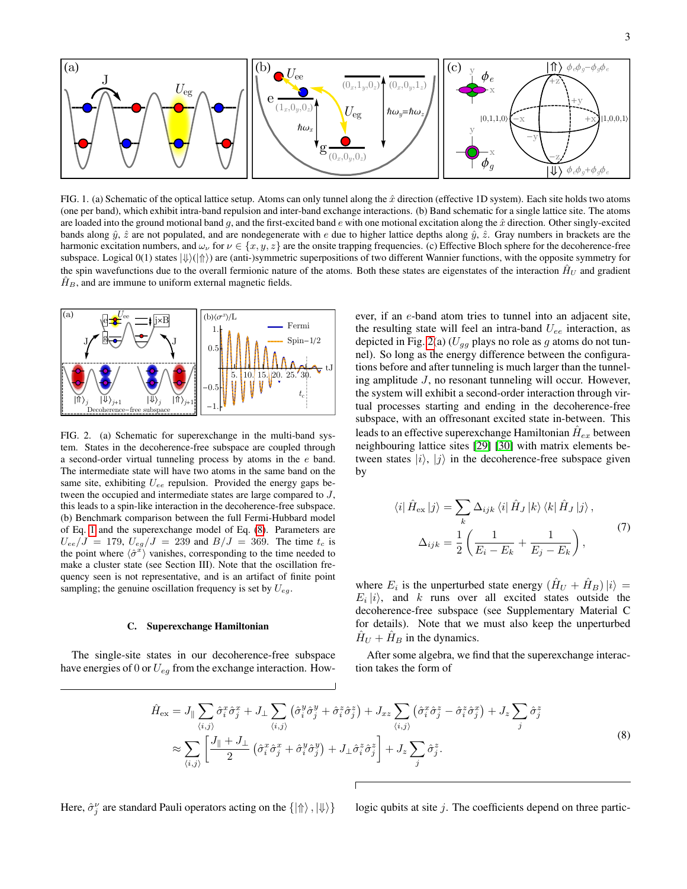FIG. 1. (a) Schematic of the optical lattice setup. Atoms can only tunnel along the $\hat{x}$ direction (effective 1D system). Each site holds two atoms (one per band), which exhibit intra-band repulsion and inter-band exchange interactions. (b) Band schematic for a single lattice site. The atoms are loaded into the ground motional band $g$, and the first-excited band $e$ with one motional excitation along the $\hat{x}$ direction. Other singly-excited bands along $\hat{y}$, $\hat{z}$ are not populated, and are nondegenerate with $e$ due to higher lattice depths along $\hat{y}$, $\hat{z}$. Gray numbers in brackets are the harmonic excitation numbers, and $\omega_\nu$ for $\nu \in \{x, y, z\}$ are the onsite trapping frequencies. (c) Effective Bloch sphere for the decoherence-free subspace. Logical 0(1) states $|\Downarrow\rangle(|\Uparrow\rangle)$ are (anti-)symmetric superpositions of two different Wannier functions, with the opposite symmetry for the spin wavefunctions due to the overall fermionic nature of the atoms. Both these states are eigenstates of the interaction $\hat{H}_U$ and gradient $\hat{H}_B$, and are immune to uniform external magnetic fields.

FIG. 2. (a) Schematic for superexchange in the multi-band system. States in the decoherence-free subspace are coupled through a second-order virtual tunneling process by atoms in the $e$ band. The intermediate state will have two atoms in the same band on the same site, exhibiting $U_{ee}$ repulsion. Provided the energy gaps between the occupied and intermediate states are large compared to $J$, this leads to a spin-like interaction in the decoherence-free subspace. (b) Benchmark comparison between the full Fermi-Hubbard model of Eq. 1 and the superexchange model of Eq. (8). Parameters are $U_{ee}/J = 179$, $U_{eg}/J = 239$ and $B/J = 369$. The time $t_c$ is the point where $\langle\hat{\sigma}^x\rangle$ vanishes, corresponding to the time needed to make a cluster state (see Section III). Note that the oscillation frequency seen is not representative, and is an artifact of finite point sampling; the genuine oscillation frequency is set by $U_{eg}$.

### C. Superexchange Hamiltonian

The single-site states in our decoherence-free subspace have energies of 0 or $U_{eg}$ from the exchange interaction. However, if an $e$-band atom tries to tunnel into an adjacent site, the resulting state will feel an intra-band $U_{ee}$ interaction, as depicted in Fig. 2(a) ($U_{gg}$ plays no role as $g$ atoms do not tunnel). So long as the energy difference between the configurations before and after tunneling is much larger than the tunneling amplitude $J$, no resonant tunneling will occur. However, the system will exhibit a second-order interaction through virtual processes starting and ending in the decoherence-free subspace, with an offresonant excited state in-between. This leads to an effective superexchange Hamiltonian $\hat{H}_{ex}$ between neighbouring lattice sites [29] [30] with matrix elements between states $|i\rangle$, $|j\rangle$ in the decoherence-free subspace given by

$$
\begin{aligned}
\langle i|\,\hat{H}_{\rm ex}\,|j\rangle &= \sum_k \Delta_{ijk}\,\langle i|\,\hat{H}_J\,|k\rangle\,\langle k|\,\hat{H}_J\,|j\rangle\,, \\
\Delta_{ijk} &= \frac{1}{2}\left(\frac{1}{E_i - E_k} + \frac{1}{E_j - E_k}\right),
\end{aligned}
\tag{7}
$$

where $E_i$ is the unperturbed state energy $(\hat{H}_U + \hat{H}_B)\,|i\rangle = E_i\,|i\rangle$, and $k$ runs over all excited states outside the decoherence-free subspace (see Supplementary Material C for details). Note that we must also keep the unperturbed $\hat{H}_U + \hat{H}_B$ in the dynamics.

After some algebra, we find that the superexchange interaction takes the form of

$$
\begin{aligned}
\hat{H}_{\rm ex} &= J_\parallel \sum_{\langle i,j\rangle} \hat{\sigma}_i^x \hat{\sigma}_j^x + J_\perp \sum_{\langle i,j\rangle}\left(\hat{\sigma}_i^y \hat{\sigma}_j^y + \hat{\sigma}_i^z \hat{\sigma}_j^z\right) + J_{xz} \sum_{\langle i,j\rangle}\left(\hat{\sigma}_i^x \hat{\sigma}_j^z - \hat{\sigma}_i^z \hat{\sigma}_j^x\right) + J_z \sum_j \hat{\sigma}_j^z \\
&\approx \sum_{\langle i,j\rangle}\left[\frac{J_\parallel + J_\perp}{2}\left(\hat{\sigma}_i^x \hat{\sigma}_j^x + \hat{\sigma}_i^y \hat{\sigma}_j^y\right) + J_\perp \hat{\sigma}_i^z \hat{\sigma}_j^z\right] + J_z \sum_j \hat{\sigma}_j^z.
\end{aligned}
\tag{8}
$$

Here, $\hat{\sigma}_j^\nu$ are standard Pauli operators acting on the $\{|\Uparrow\rangle, |\Downarrow\rangle\}$ logic qubits at site $j$. The coefficients depend on three partic-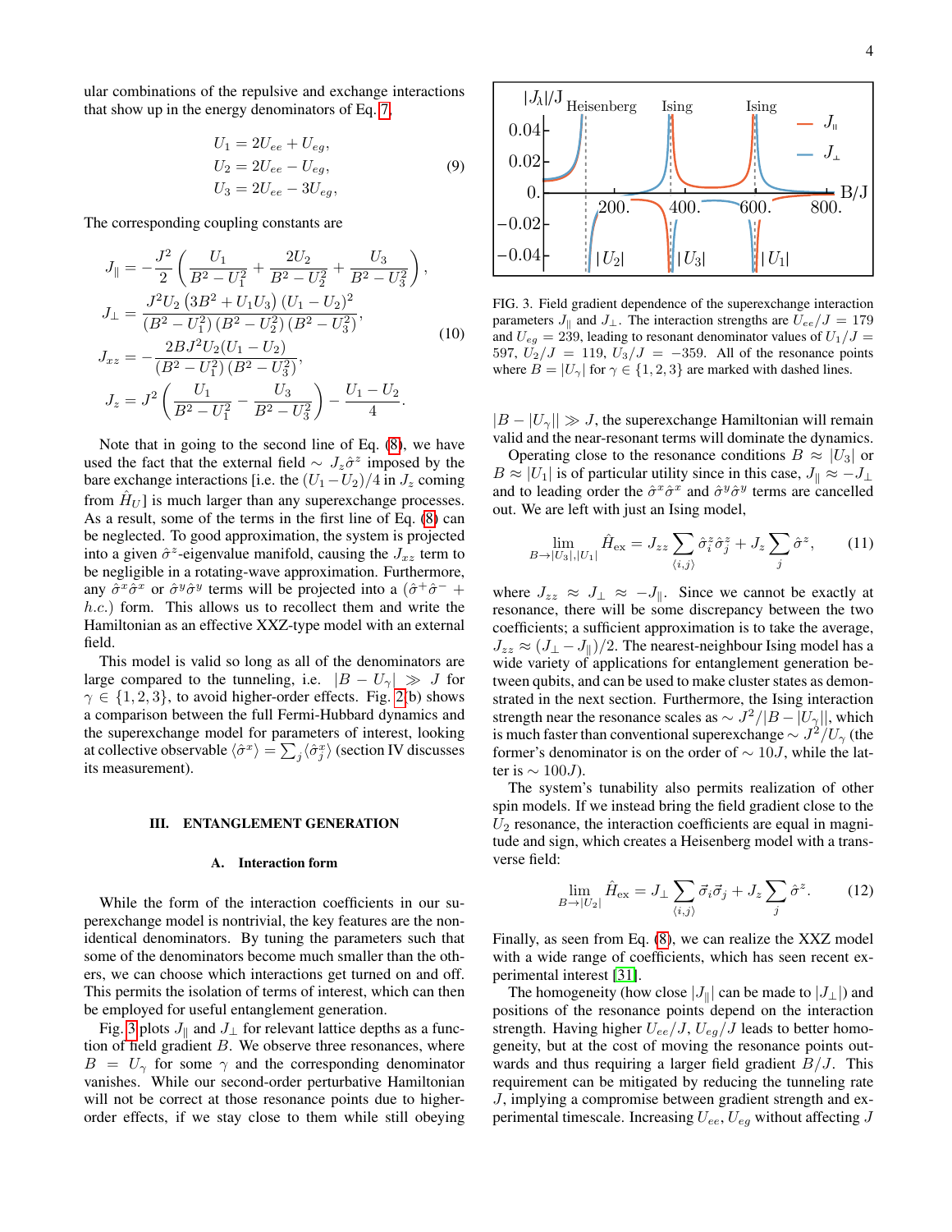ular combinations of the repulsive and exchange interactions that show up in the energy denominators of Eq. 7.

$$
\begin{aligned}
U_1 &= 2U_{ee} + U_{eg}, \\
U_2 &= 2U_{ee} - U_{eg}, \\
U_3 &= 2U_{ee} - 3U_{eg},
\end{aligned}
\tag{9}
$$

The corresponding coupling constants are

$$
\begin{aligned}
J_\parallel &= -\frac{J^2}{2}\left(\frac{U_1}{B^2-U_1^2} + \frac{2U_2}{B^2-U_2^2} + \frac{U_3}{B^2-U_3^2}\right), \\
J_\perp &= \frac{J^2 U_2\left(3B^2 + U_1U_3\right)(U_1-U_2)^2}{\left(B^2-U_1^2\right)\left(B^2-U_2^2\right)\left(B^2-U_3^2\right)}, \\
J_{xz} &= -\frac{2BJ^2U_2(U_1-U_2)}{\left(B^2-U_1^2\right)\left(B^2-U_3^2\right)}, \\
J_z &= J^2\left(\frac{U_1}{B^2-U_1^2} - \frac{U_3}{B^2-U_3^2}\right) - \frac{U_1-U_2}{4}.
\end{aligned}
\tag{10}
$$

Note that in going to the second line of Eq. (8), we have used the fact that the external field $\sim J_z\hat{\sigma}^z$ imposed by the bare exchange interactions [i.e. the $(U_1-U_2)/4$ in $J_z$ coming from $\hat{H}_U$] is much larger than any superexchange processes. As a result, some of the terms in the first line of Eq. (8) can be neglected. To good approximation, the system is projected into a given $\hat{\sigma}^z$-eigenvalue manifold, causing the $J_{xz}$ term to be negligible in a rotating-wave approximation. Furthermore, any $\hat{\sigma}^x\hat{\sigma}^x$ or $\hat{\sigma}^y\hat{\sigma}^y$ terms will be projected into a $(\hat{\sigma}^+\hat{\sigma}^- + h.c.)$ form. This allows us to recollect them and write the Hamiltonian as an effective XXZ-type model with an external field.

This model is valid so long as all of the denominators are large compared to the tunneling, i.e. $|B - U_\gamma| \gg J$ for $\gamma \in \{1,2,3\}$, to avoid higher-order effects. Fig. 2(b) shows a comparison between the full Fermi-Hubbard dynamics and the superexchange model for parameters of interest, looking at collective observable $\langle\hat{\sigma}^x\rangle = \sum_j\langle\hat{\sigma}_j^x\rangle$ (section IV discusses its measurement).

## III. ENTANGLEMENT GENERATION

### A. Interaction form

While the form of the interaction coefficients in our superexchange model is nontrivial, the key features are the non-identical denominators. By tuning the parameters such that some of the denominators become much smaller than the others, we can choose which interactions get turned on and off. This permits the isolation of terms of interest, which can then be employed for useful entanglement generation.

Fig. 3 plots $J_\parallel$ and $J_\perp$ for relevant lattice depths as a function of field gradient $B$. We observe three resonances, where $B = U_\gamma$ for some $\gamma$ and the corresponding denominator vanishes. While our second-order perturbative Hamiltonian will not be correct at those resonance points due to higher-order effects, if we stay close to them while still obeying $|B - |U_\gamma|| \gg J$, the superexchange Hamiltonian will remain valid and the near-resonant terms will dominate the dynamics.

FIG. 3. Field gradient dependence of the superexchange interaction parameters $J_\parallel$ and $J_\perp$. The interaction strengths are $U_{ee}/J = 179$ and $U_{eg} = 239$, leading to resonant denominator values of $U_1/J = 597$, $U_2/J = 119$, $U_3/J = -359$. All of the resonance points where $B = |U_\gamma|$ for $\gamma \in \{1,2,3\}$ are marked with dashed lines.

Operating close to the resonance conditions $B \approx |U_3|$ or $B \approx |U_1|$ is of particular utility since in this case, $J_\parallel \approx -J_\perp$ and to leading order the $\hat{\sigma}^x\hat{\sigma}^x$ and $\hat{\sigma}^y\hat{\sigma}^y$ terms are cancelled out. We are left with just an Ising model,

$$
\lim_{B\to|U_3|,|U_1|}\hat{H}_{\text{ex}} = J_{zz}\sum_{\langle i,j\rangle}\hat{\sigma}_i^z\hat{\sigma}_j^z + J_z\sum_j\hat{\sigma}^z,
\tag{11}
$$

where $J_{zz} \approx J_\perp \approx -J_\parallel$. Since we cannot be exactly at resonance, there will be some discrepancy between the two coefficients; a sufficient approximation is to take the average, $J_{zz} \approx (J_\perp - J_\parallel)/2$. The nearest-neighbour Ising model has a wide variety of applications for entanglement generation between qubits, and can be used to make cluster states as demonstrated in the next section. Furthermore, the Ising interaction strength near the resonance scales as $\sim J^2/|B - |U_\gamma||$, which is much faster than conventional superexchange $\sim J^2/U_\gamma$ (the former's denominator is on the order of $\sim 10J$, while the latter is $\sim 100J$).

The system's tunability also permits realization of other spin models. If we instead bring the field gradient close to the $U_2$ resonance, the interaction coefficients are equal in magnitude and sign, which creates a Heisenberg model with a transverse field:

$$
\lim_{B\to|U_2|}\hat{H}_{\text{ex}} = J_\perp\sum_{\langle i,j\rangle}\vec{\sigma}_i\vec{\sigma}_j + J_z\sum_j\hat{\sigma}^z.
\tag{12}
$$

Finally, as seen from Eq. (8), we can realize the XXZ model with a wide range of coefficients, which has seen recent experimental interest [31].

The homogeneity (how close $|J_\parallel|$ can be made to $|J_\perp|$) and positions of the resonance points depend on the interaction strength. Having higher $U_{ee}/J$, $U_{eg}/J$ leads to better homogeneity, but at the cost of moving the resonance points outwards and thus requiring a larger field gradient $B/J$. This requirement can be mitigated by reducing the tunneling rate $J$, implying a compromise between gradient strength and experimental timescale. Increasing $U_{ee}$, $U_{eg}$ without affecting $J$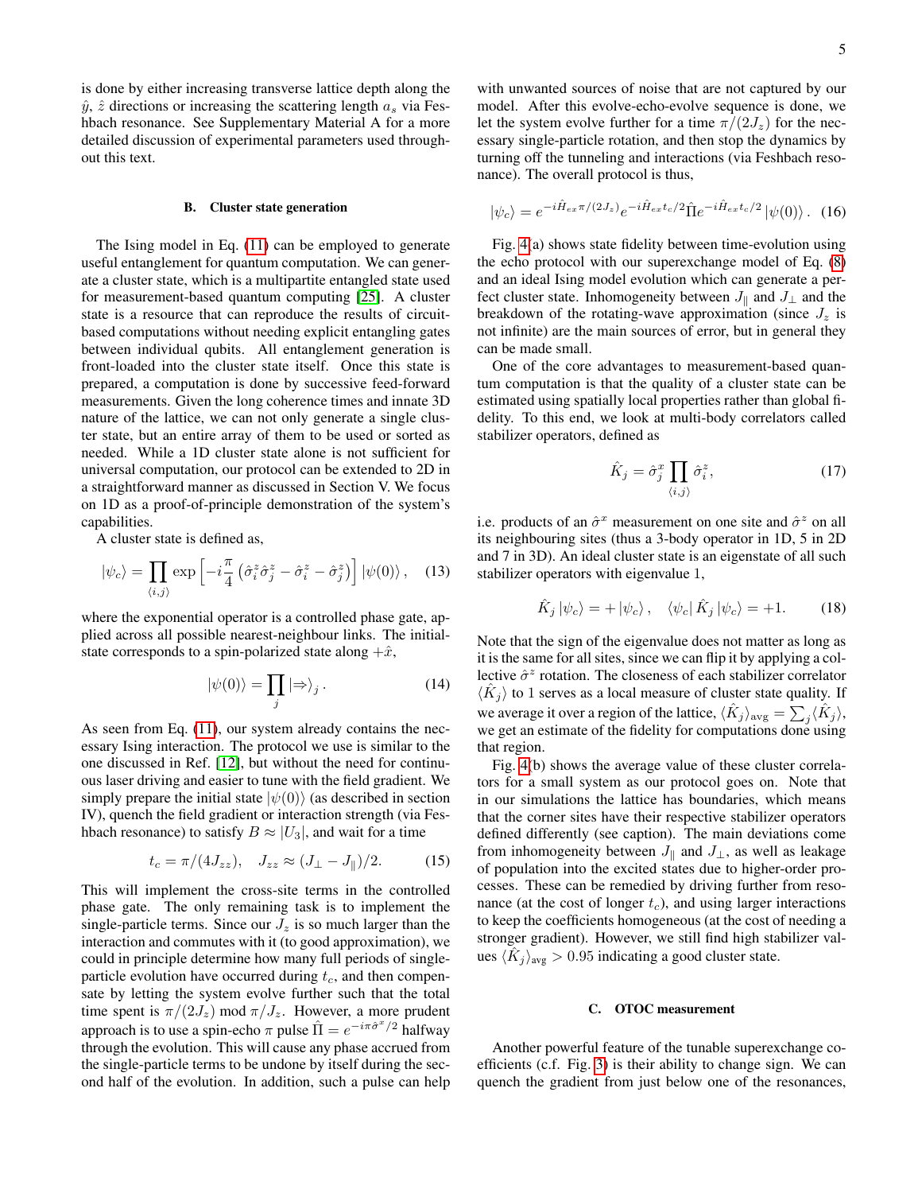is done by either increasing transverse lattice depth along the $\hat{y}$, $\hat{z}$ directions or increasing the scattering length $a_s$ via Feshbach resonance. See Supplementary Material A for a more detailed discussion of experimental parameters used throughout this text.

### B. Cluster state generation

The Ising model in Eq. (11) can be employed to generate useful entanglement for quantum computation. We can generate a cluster state, which is a multipartite entangled state used for measurement-based quantum computing [25]. A cluster state is a resource that can reproduce the results of circuit-based computations without needing explicit entangling gates between individual qubits. All entanglement generation is front-loaded into the cluster state itself. Once this state is prepared, a computation is done by successive feed-forward measurements. Given the long coherence times and innate 3D nature of the lattice, we can not only generate a single cluster state, but an entire array of them to be used or sorted as needed. While a 1D cluster state alone is not sufficient for universal computation, our protocol can be extended to 2D in a straightforward manner as discussed in Section V. We focus on 1D as a proof-of-principle demonstration of the system's capabilities.

A cluster state is defined as,

$$|\psi_c\rangle = \prod_{\langle i,j\rangle} \exp\left[-i\frac{\pi}{4}\left(\hat{\sigma}_i^z\hat{\sigma}_j^z - \hat{\sigma}_i^z - \hat{\sigma}_j^z\right)\right]|\psi(0)\rangle\,, \quad (13)$$

where the exponential operator is a controlled phase gate, applied across all possible nearest-neighbour links. The initial-state corresponds to a spin-polarized state along $+\hat{x}$,

$$|\psi(0)\rangle = \prod_j |\Rightarrow\rangle_j\,. \quad (14)$$

As seen from Eq. (11), our system already contains the necessary Ising interaction. The protocol we use is similar to the one discussed in Ref. [12], but without the need for continuous laser driving and easier to tune with the field gradient. We simply prepare the initial state $|\psi(0)\rangle$ (as described in section IV), quench the field gradient or interaction strength (via Feshbach resonance) to satisfy $B \approx |U_3|$, and wait for a time

$$t_c = \pi/(4J_{zz}), \quad J_{zz} \approx (J_\perp - J_\parallel)/2. \quad (15)$$

This will implement the cross-site terms in the controlled phase gate. The only remaining task is to implement the single-particle terms. Since our $J_z$ is so much larger than the interaction and commutes with it (to good approximation), we could in principle determine how many full periods of single-particle evolution have occurred during $t_c$, and then compensate by letting the system evolve further such that the total time spent is $\pi/(2J_z)$ mod $\pi/J_z$. However, a more prudent approach is to use a spin-echo $\pi$ pulse $\hat{\Pi} = e^{-i\pi\hat{\sigma}^x/2}$ halfway through the evolution. This will cause any phase accrued from the single-particle terms to be undone by itself during the second half of the evolution. In addition, such a pulse can help with unwanted sources of noise that are not captured by our model. After this evolve-echo-evolve sequence is done, we let the system evolve further for a time $\pi/(2J_z)$ for the necessary single-particle rotation, and then stop the dynamics by turning off the tunneling and interactions (via Feshbach resonance). The overall protocol is thus,

$$|\psi_c\rangle = e^{-i\hat{H}_{ex}\pi/(2J_z)}e^{-i\hat{H}_{ex}t_c/2}\hat{\Pi}e^{-i\hat{H}_{ex}t_c/2}|\psi(0)\rangle\,. \quad (16)$$

Fig. 4(a) shows state fidelity between time-evolution using the echo protocol with our superexchange model of Eq. (8) and an ideal Ising model evolution which can generate a perfect cluster state. Inhomogeneity between $J_\parallel$ and $J_\perp$ and the breakdown of the rotating-wave approximation (since $J_z$ is not infinite) are the main sources of error, but in general they can be made small.

One of the core advantages to measurement-based quantum computation is that the quality of a cluster state can be estimated using spatially local properties rather than global fidelity. To this end, we look at multi-body correlators called stabilizer operators, defined as

$$\hat{K}_j = \hat{\sigma}_j^x \prod_{\langle i,j\rangle} \hat{\sigma}_i^z, \quad (17)$$

i.e. products of an $\hat{\sigma}^x$ measurement on one site and $\hat{\sigma}^z$ on all its neighbouring sites (thus a 3-body operator in 1D, 5 in 2D and 7 in 3D). An ideal cluster state is an eigenstate of all such stabilizer operators with eigenvalue 1,

$$\hat{K}_j|\psi_c\rangle = +|\psi_c\rangle\,, \quad \langle\psi_c|\hat{K}_j|\psi_c\rangle = +1. \quad (18)$$

Note that the sign of the eigenvalue does not matter as long as it is the same for all sites, since we can flip it by applying a collective $\hat{\sigma}^z$ rotation. The closeness of each stabilizer correlator $\langle\hat{K}_j\rangle$ to 1 serves as a local measure of cluster state quality. If we average it over a region of the lattice, $\langle\hat{K}_j\rangle_{\text{avg}} = \sum_j\langle\hat{K}_j\rangle$, we get an estimate of the fidelity for computations done using that region.

Fig. 4(b) shows the average value of these cluster correlators for a small system as our protocol goes on. Note that in our simulations the lattice has boundaries, which means that the corner sites have their respective stabilizer operators defined differently (see caption). The main deviations come from inhomogeneity between $J_\parallel$ and $J_\perp$, as well as leakage of population into the excited states due to higher-order processes. These can be remedied by driving further from resonance (at the cost of longer $t_c$), and using larger interactions to keep the coefficients homogeneous (at the cost of needing a stronger gradient). However, we still find high stabilizer values $\langle\hat{K}_j\rangle_{\text{avg}} > 0.95$ indicating a good cluster state.

### C. OTOC measurement

Another powerful feature of the tunable superexchange coefficients (c.f. Fig. 3) is their ability to change sign. We can quench the gradient from just below one of the resonances,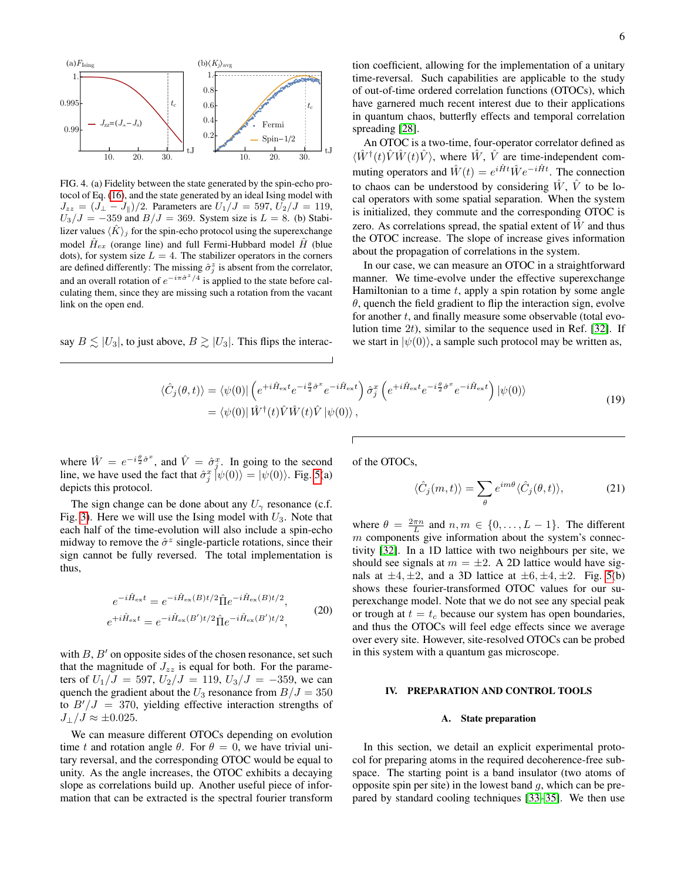FIG. 4. (a) Fidelity between the state generated by the spin-echo protocol of Eq. (16), and the state generated by an ideal Ising model with $J_{zz} = (J_\perp - J_\parallel)/2$. Parameters are $U_1/J = 597$, $U_2/J = 119$, $U_3/J = -359$ and $B/J = 369$. System size is $L = 8$. (b) Stabilizer values $\langle \hat{K} \rangle_j$ for the spin-echo protocol using the superexchange model $\hat{H}_{ex}$ (orange line) and full Fermi-Hubbard model $\hat{H}$ (blue dots), for system size $L = 4$. The stabilizer operators in the corners are defined differently: The missing $\hat{\sigma}^z_j$ is absent from the correlator, and an overall rotation of $e^{-i\pi\hat{\sigma}^z/4}$ is applied to the state before calculating them, since they are missing such a rotation from the vacant link on the open end.

say $B \lesssim |U_3|$, to just above, $B \gtrsim |U_3|$. This flips the interaction coefficient, allowing for the implementation of a unitary time-reversal. Such capabilities are applicable to the study of out-of-time ordered correlation functions (OTOCs), which have garnered much recent interest due to their applications in quantum chaos, butterfly effects and temporal correlation spreading [28].

An OTOC is a two-time, four-operator correlator defined as $\langle \hat{W}^\dagger(t)\hat{V}\hat{W}(t)\hat{V}\rangle$, where $\hat{W}$, $\hat{V}$ are time-independent commuting operators and $\hat{W}(t) = e^{i\hat{H}t}\hat{W}e^{-i\hat{H}t}$. The connection to chaos can be understood by considering $\hat{W}$, $\hat{V}$ to be local operators with some spatial separation. When the system is initialized, they commute and the corresponding OTOC is zero. As correlations spread, the spatial extent of $\hat{W}$ and thus the OTOC increase. The slope of increase gives information about the propagation of correlations in the system.

In our case, we can measure an OTOC in a straightforward manner. We time-evolve under the effective superexchange Hamiltonian to a time $t$, apply a spin rotation by some angle $\theta$, quench the field gradient to flip the interaction sign, evolve for another $t$, and finally measure some observable (total evolution time $2t$), similar to the sequence used in Ref. [32]. If we start in $|\psi(0)\rangle$, a sample such protocol may be written as,

$$
\begin{aligned}
\langle \hat{C}_j(\theta,t)\rangle &= \langle\psi(0)|\left(e^{+i\hat{H}_{\rm ext}t}e^{-i\frac{\theta}{2}\hat{\sigma}^x}e^{-i\hat{H}_{\rm ext}t}\right)\hat{\sigma}^x_j\left(e^{+i\hat{H}_{\rm ext}t}e^{-i\frac{\theta}{2}\hat{\sigma}^x}e^{-i\hat{H}_{\rm ext}t}\right)|\psi(0)\rangle \\
&= \langle\psi(0)|\,\hat{W}^\dagger(t)\hat{V}\hat{W}(t)\hat{V}\,|\psi(0)\rangle\,,
\end{aligned}
\tag{19}
$$

where $\hat{W} = e^{-i\frac{\theta}{2}\hat{\sigma}^x}$, and $\hat{V} = \hat{\sigma}^x_j$. In going to the second line, we have used the fact that $\hat{\sigma}^x_j|\psi(0)\rangle = |\psi(0)\rangle$. Fig. 5(a) depicts this protocol.

The sign change can be done about any $U_\gamma$ resonance (c.f. Fig. 3). Here we will use the Ising model with $U_3$. Note that each half of the time-evolution will also include a spin-echo midway to remove the $\hat{\sigma}^z$ single-particle rotations, since their sign cannot be fully reversed. The total implementation is thus,

$$
\begin{aligned}
e^{-i\hat{H}_{\rm ext}t} &= e^{-i\hat{H}_{\rm ex}(B)t/2}\hat{\Pi}e^{-i\hat{H}_{\rm ex}(B)t/2}, \\
e^{+i\hat{H}_{\rm ext}t} &= e^{-i\hat{H}_{\rm ex}(B')t/2}\hat{\Pi}e^{-i\hat{H}_{\rm ex}(B')t/2},
\end{aligned}
\tag{20}
$$

with $B$, $B'$ on opposite sides of the chosen resonance, set such that the magnitude of $J_{zz}$ is equal for both. For the parameters of $U_1/J = 597$, $U_2/J = 119$, $U_3/J = -359$, we can quench the gradient about the $U_3$ resonance from $B/J = 350$ to $B'/J = 370$, yielding effective interaction strengths of $J_\perp/J \approx \pm 0.025$.

We can measure different OTOCs depending on evolution time $t$ and rotation angle $\theta$. For $\theta = 0$, we have trivial unitary reversal, and the corresponding OTOC would be equal to unity. As the angle increases, the OTOC exhibits a decaying slope as correlations build up. Another useful piece of information that can be extracted is the spectral fourier transform of the OTOCs,

$$
\langle \hat{C}_j(m,t)\rangle = \sum_\theta e^{im\theta}\langle \hat{C}_j(\theta,t)\rangle,
\tag{21}
$$

where $\theta = \frac{2\pi n}{L}$ and $n, m \in \{0,\ldots,L-1\}$. The different $m$ components give information about the system's connectivity [32]. In a 1D lattice with two neighbours per site, we should see signals at $m = \pm 2$. A 2D lattice would have signals at $\pm 4, \pm 2$, and a 3D lattice at $\pm 6, \pm 4, \pm 2$. Fig. 5(b) shows these fourier-transformed OTOC values for our superexchange model. Note that we do not see any special peak or trough at $t = t_c$ because our system has open boundaries, and thus the OTOCs will feel edge effects since we average over every site. However, site-resolved OTOCs can be probed in this system with a quantum gas microscope.

## IV. PREPARATION AND CONTROL TOOLS

### A. State preparation

In this section, we detail an explicit experimental protocol for preparing atoms in the required decoherence-free subspace. The starting point is a band insulator (two atoms of opposite spin per site) in the lowest band $g$, which can be prepared by standard cooling techniques [33–35]. We then use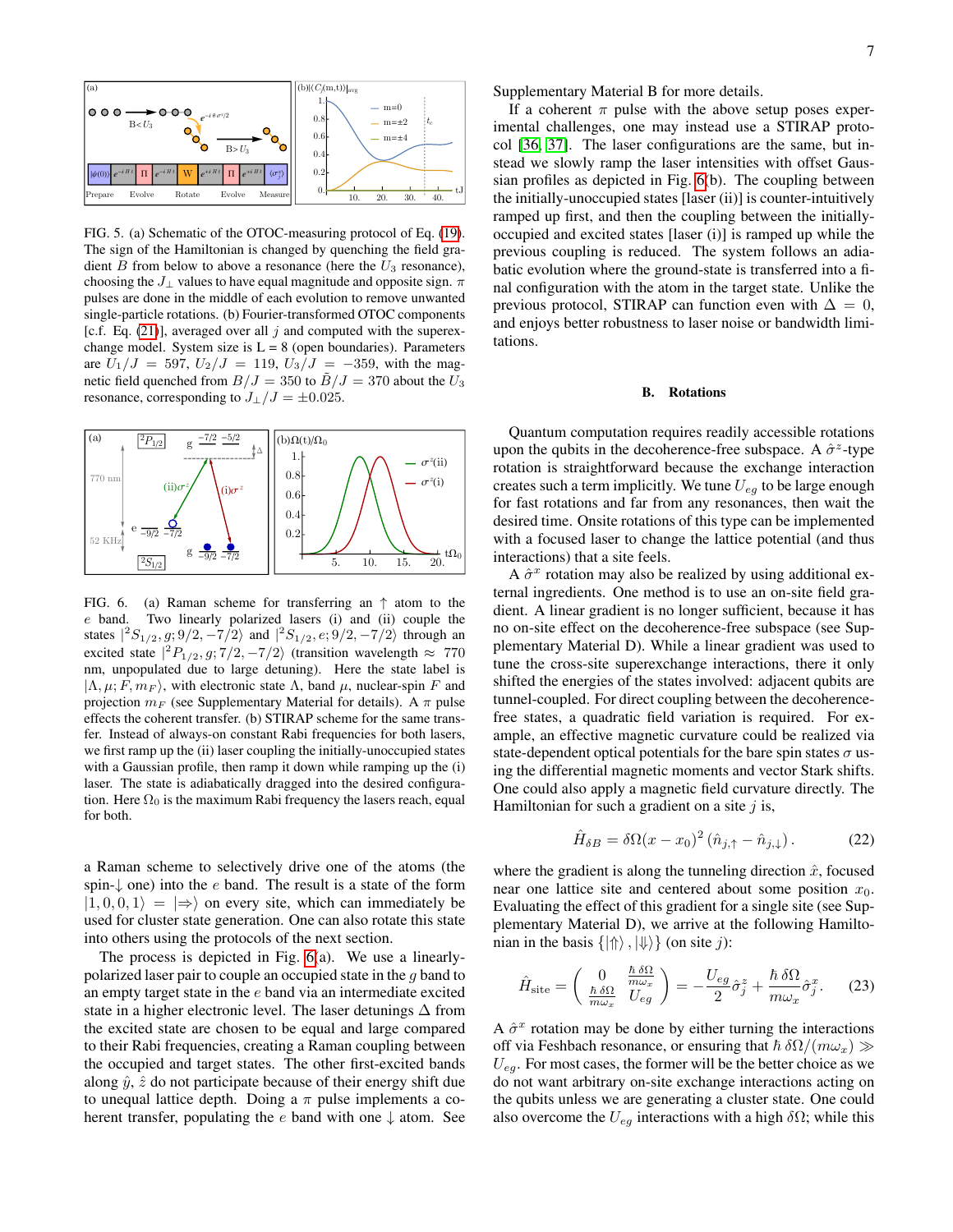FIG. 5. (a) Schematic of the OTOC-measuring protocol of Eq. (19). The sign of the Hamiltonian is changed by quenching the field gradient $B$ from below to above a resonance (here the $U_3$ resonance), choosing the $J_\perp$ values to have equal magnitude and opposite sign. $\pi$ pulses are done in the middle of each evolution to remove unwanted single-particle rotations. (b) Fourier-transformed OTOC components [c.f. Eq. (21)], averaged over all $j$ and computed with the superexchange model. System size is L = 8 (open boundaries). Parameters are $U_1/J = 597$, $U_2/J = 119$, $U_3/J = -359$, with the magnetic field quenched from $B/J = 350$ to $\tilde{B}/J = 370$ about the $U_3$ resonance, corresponding to $J_\perp/J = \pm 0.025$.

FIG. 6. (a) Raman scheme for transferring an $\uparrow$ atom to the $e$ band. Two linearly polarized lasers (i) and (ii) couple the states $|^2S_{1/2}, g; 9/2, -7/2\rangle$ and $|^2S_{1/2}, e; 9/2, -7/2\rangle$ through an excited state $|^2P_{1/2}, g; 7/2, -7/2\rangle$ (transition wavelength $\approx$ 770 nm, unpopulated due to large detuning). Here the state label is $|\Lambda, \mu; F, m_F\rangle$, with electronic state $\Lambda$, band $\mu$, nuclear-spin $F$ and projection $m_F$ (see Supplementary Material for details). A $\pi$ pulse effects the coherent transfer. (b) STIRAP scheme for the same transfer. Instead of always-on constant Rabi frequencies for both lasers, we first ramp up the (ii) laser coupling the initially-unoccupied states with a Gaussian profile, then ramp it down while ramping up the (i) laser. The state is adiabatically dragged into the desired configuration. Here $\Omega_0$ is the maximum Rabi frequency the lasers reach, equal for both.

a Raman scheme to selectively drive one of the atoms (the spin-$\downarrow$ one) into the $e$ band. The result is a state of the form $|1, 0, 0, 1\rangle = |\Rightarrow\rangle$ on every site, which can immediately be used for cluster state generation. One can also rotate this state into others using the protocols of the next section.

The process is depicted in Fig. 6(a). We use a linearly-polarized laser pair to couple an occupied state in the $g$ band to an empty target state in the $e$ band via an intermediate excited state in a higher electronic level. The laser detunings $\Delta$ from the excited state are chosen to be equal and large compared to their Rabi frequencies, creating a Raman coupling between the occupied and target states. The other first-excited bands along $\hat{y}$, $\hat{z}$ do not participate because of their energy shift due to unequal lattice depth. Doing a $\pi$ pulse implements a coherent transfer, populating the $e$ band with one $\downarrow$ atom. See Supplementary Material B for more details.

If a coherent $\pi$ pulse with the above setup poses experimental challenges, one may instead use a STIRAP protocol [36, 37]. The laser configurations are the same, but instead we slowly ramp the laser intensities with offset Gaussian profiles as depicted in Fig. 6(b). The coupling between the initially-unoccupied states [laser (ii)] is counter-intuitively ramped up first, and then the coupling between the initially-occupied and excited states [laser (i)] is ramped up while the previous coupling is reduced. The system follows an adiabatic evolution where the ground-state is transferred into a final configuration with the atom in the target state. Unlike the previous protocol, STIRAP can function even with $\Delta = 0$, and enjoys better robustness to laser noise or bandwidth limitations.

### B. Rotations

Quantum computation requires readily accessible rotations upon the qubits in the decoherence-free subspace. A $\hat{\sigma}^z$-type rotation is straightforward because the exchange interaction creates such a term implicitly. We tune $U_{eg}$ to be large enough for fast rotations and far from any resonances, then wait the desired time. Onsite rotations of this type can be implemented with a focused laser to change the lattice potential (and thus interactions) that a site feels.

A $\hat{\sigma}^x$ rotation may also be realized by using additional external ingredients. One method is to use an on-site field gradient. A linear gradient is no longer sufficient, because it has no on-site effect on the decoherence-free subspace (see Supplementary Material D). While a linear gradient was used to tune the cross-site superexchange interactions, there it only shifted the energies of the states involved: adjacent qubits are tunnel-coupled. For direct coupling between the decoherence-free states, a quadratic field variation is required. For example, an effective magnetic curvature could be realized via state-dependent optical potentials for the bare spin states $\sigma$ using the differential magnetic moments and vector Stark shifts. One could also apply a magnetic field curvature directly. The Hamiltonian for such a gradient on a site $j$ is,

$$\hat{H}_{\delta B} = \delta\Omega(x - x_0)^2 \left(\hat{n}_{j,\uparrow} - \hat{n}_{j,\downarrow}\right). \tag{22}$$

where the gradient is along the tunneling direction $\hat{x}$, focused near one lattice site and centered about some position $x_0$. Evaluating the effect of this gradient for a single site (see Supplementary Material D), we arrive at the following Hamiltonian in the basis $\{|\Uparrow\rangle, |\Downarrow\rangle\}$ (on site $j$):

$$\hat{H}_{\text{site}} = \begin{pmatrix} 0 & \frac{\hbar\,\delta\Omega}{m\omega_x} \\ \frac{\hbar\,\delta\Omega}{m\omega_x} & U_{eg} \end{pmatrix} = -\frac{U_{eg}}{2}\hat{\sigma}^z_j + \frac{\hbar\,\delta\Omega}{m\omega_x}\hat{\sigma}^x_j. \tag{23}$$

A $\hat{\sigma}^x$ rotation may be done by either turning the interactions off via Feshbach resonance, or ensuring that $\hbar\,\delta\Omega/(m\omega_x) \gg U_{eg}$. For most cases, the former will be the better choice as we do not want arbitrary on-site exchange interactions acting on the qubits unless we are generating a cluster state. One could also overcome the $U_{eg}$ interactions with a high $\delta\Omega$; while this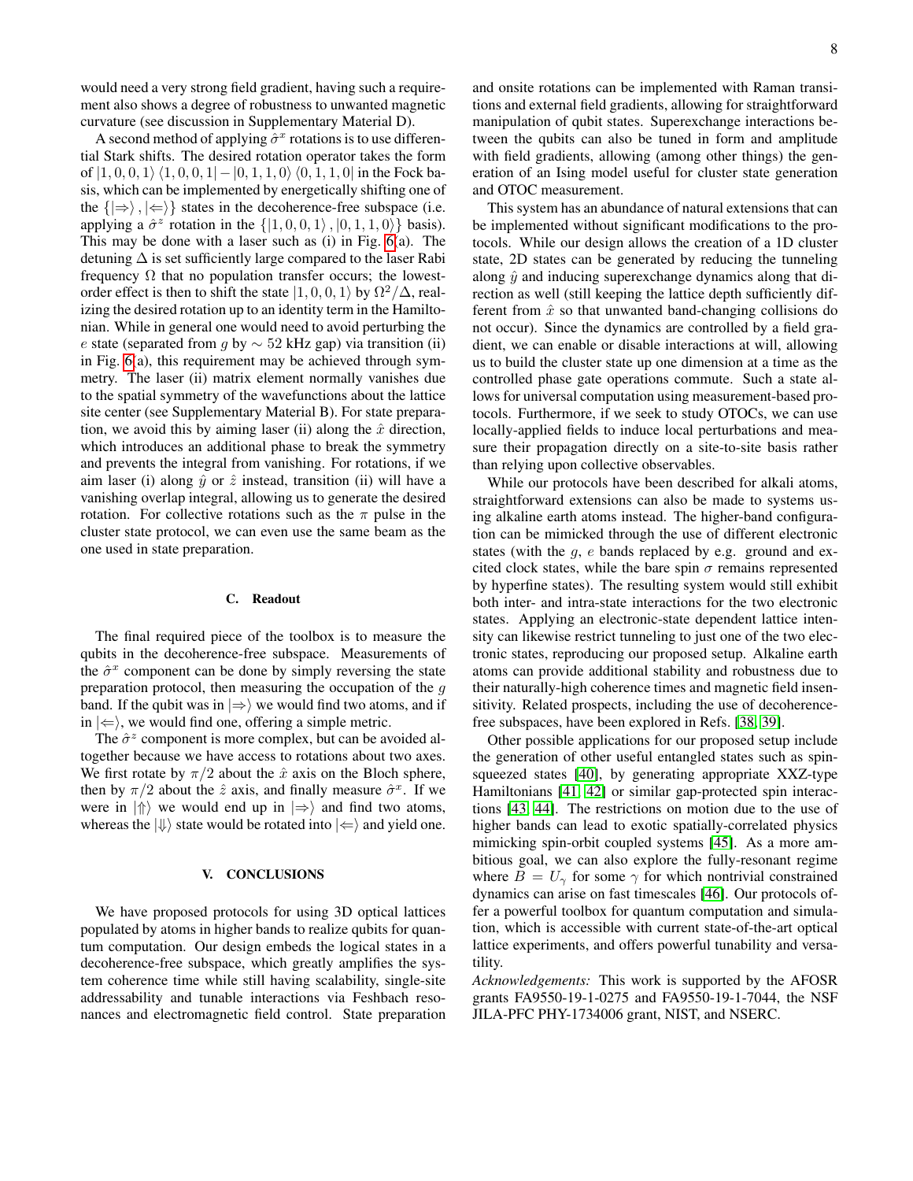would need a very strong field gradient, having such a requirement also shows a degree of robustness to unwanted magnetic curvature (see discussion in Supplementary Material D).

A second method of applying $\hat{\sigma}^x$ rotations is to use differential Stark shifts. The desired rotation operator takes the form of $|1,0,0,1\rangle\langle 1,0,0,1| - |0,1,1,0\rangle\langle 0,1,1,0|$ in the Fock basis, which can be implemented by energetically shifting one of the $\{|\Rightarrow\rangle, |\Leftarrow\rangle\}$ states in the decoherence-free subspace (i.e. applying a $\hat{\sigma}^z$ rotation in the $\{|1,0,0,1\rangle, |0,1,1,0\rangle\}$ basis). This may be done with a laser such as (i) in Fig. 6(a). The detuning $\Delta$ is set sufficiently large compared to the laser Rabi frequency $\Omega$ that no population transfer occurs; the lowest-order effect is then to shift the state $|1,0,0,1\rangle$ by $\Omega^2/\Delta$, realizing the desired rotation up to an identity term in the Hamiltonian. While in general one would need to avoid perturbing the $e$ state (separated from $g$ by $\sim 52$ kHz gap) via transition (ii) in Fig. 6(a), this requirement may be achieved through symmetry. The laser (ii) matrix element normally vanishes due to the spatial symmetry of the wavefunctions about the lattice site center (see Supplementary Material B). For state preparation, we avoid this by aiming laser (ii) along the $\hat{x}$ direction, which introduces an additional phase to break the symmetry and prevents the integral from vanishing. For rotations, if we aim laser (i) along $\hat{y}$ or $\hat{z}$ instead, transition (ii) will have a vanishing overlap integral, allowing us to generate the desired rotation. For collective rotations such as the $\pi$ pulse in the cluster state protocol, we can even use the same beam as the one used in state preparation.

### C. Readout

The final required piece of the toolbox is to measure the qubits in the decoherence-free subspace. Measurements of the $\hat{\sigma}^x$ component can be done by simply reversing the state preparation protocol, then measuring the occupation of the $g$ band. If the qubit was in $|\Rightarrow\rangle$ we would find two atoms, and if in $|\Leftarrow\rangle$, we would find one, offering a simple metric.

The $\hat{\sigma}^z$ component is more complex, but can be avoided altogether because we have access to rotations about two axes. We first rotate by $\pi/2$ about the $\hat{x}$ axis on the Bloch sphere, then by $\pi/2$ about the $\hat{z}$ axis, and finally measure $\hat{\sigma}^x$. If we were in $|\Uparrow\rangle$ we would end up in $|\Rightarrow\rangle$ and find two atoms, whereas the $|\Downarrow\rangle$ state would be rotated into $|\Leftarrow\rangle$ and yield one.

## V. CONCLUSIONS

We have proposed protocols for using 3D optical lattices populated by atoms in higher bands to realize qubits for quantum computation. Our design embeds the logical states in a decoherence-free subspace, which greatly amplifies the system coherence time while still having scalability, single-site addressability and tunable interactions via Feshbach resonances and electromagnetic field control. State preparation and onsite rotations can be implemented with Raman transitions and external field gradients, allowing for straightforward manipulation of qubit states. Superexchange interactions between the qubits can also be tuned in form and amplitude with field gradients, allowing (among other things) the generation of an Ising model useful for cluster state generation and OTOC measurement.

This system has an abundance of natural extensions that can be implemented without significant modifications to the protocols. While our design allows the creation of a 1D cluster state, 2D states can be generated by reducing the tunneling along $\hat{y}$ and inducing superexchange dynamics along that direction as well (still keeping the lattice depth sufficiently different from $\hat{x}$ so that unwanted band-changing collisions do not occur). Since the dynamics are controlled by a field gradient, we can enable or disable interactions at will, allowing us to build the cluster state up one dimension at a time as the controlled phase gate operations commute. Such a state allows for universal computation using measurement-based protocols. Furthermore, if we seek to study OTOCs, we can use locally-applied fields to induce local perturbations and measure their propagation directly on a site-to-site basis rather than relying upon collective observables.

While our protocols have been described for alkali atoms, straightforward extensions can also be made to systems using alkaline earth atoms instead. The higher-band configuration can be mimicked through the use of different electronic states (with the $g$, $e$ bands replaced by e.g. ground and excited clock states, while the bare spin $\sigma$ remains represented by hyperfine states). The resulting system would still exhibit both inter- and intra-state interactions for the two electronic states. Applying an electronic-state dependent lattice intensity can likewise restrict tunneling to just one of the two electronic states, reproducing our proposed setup. Alkaline earth atoms can provide additional stability and robustness due to their naturally-high coherence times and magnetic field insensitivity. Related prospects, including the use of decoherence-free subspaces, have been explored in Refs. [38, 39].

Other possible applications for our proposed setup include the generation of other useful entangled states such as spin-squeezed states [40], by generating appropriate XXZ-type Hamiltonians [41, 42] or similar gap-protected spin interactions [43, 44]. The restrictions on motion due to the use of higher bands can lead to exotic spatially-correlated physics mimicking spin-orbit coupled systems [45]. As a more ambitious goal, we can also explore the fully-resonant regime where $B = U_\gamma$ for some $\gamma$ for which nontrivial constrained dynamics can arise on fast timescales [46]. Our protocols offer a powerful toolbox for quantum computation and simulation, which is accessible with current state-of-the-art optical lattice experiments, and offers powerful tunability and versatility.

*Acknowledgements:* This work is supported by the AFOSR grants FA9550-19-1-0275 and FA9550-19-1-7044, the NSF JILA-PFC PHY-1734006 grant, NIST, and NSERC.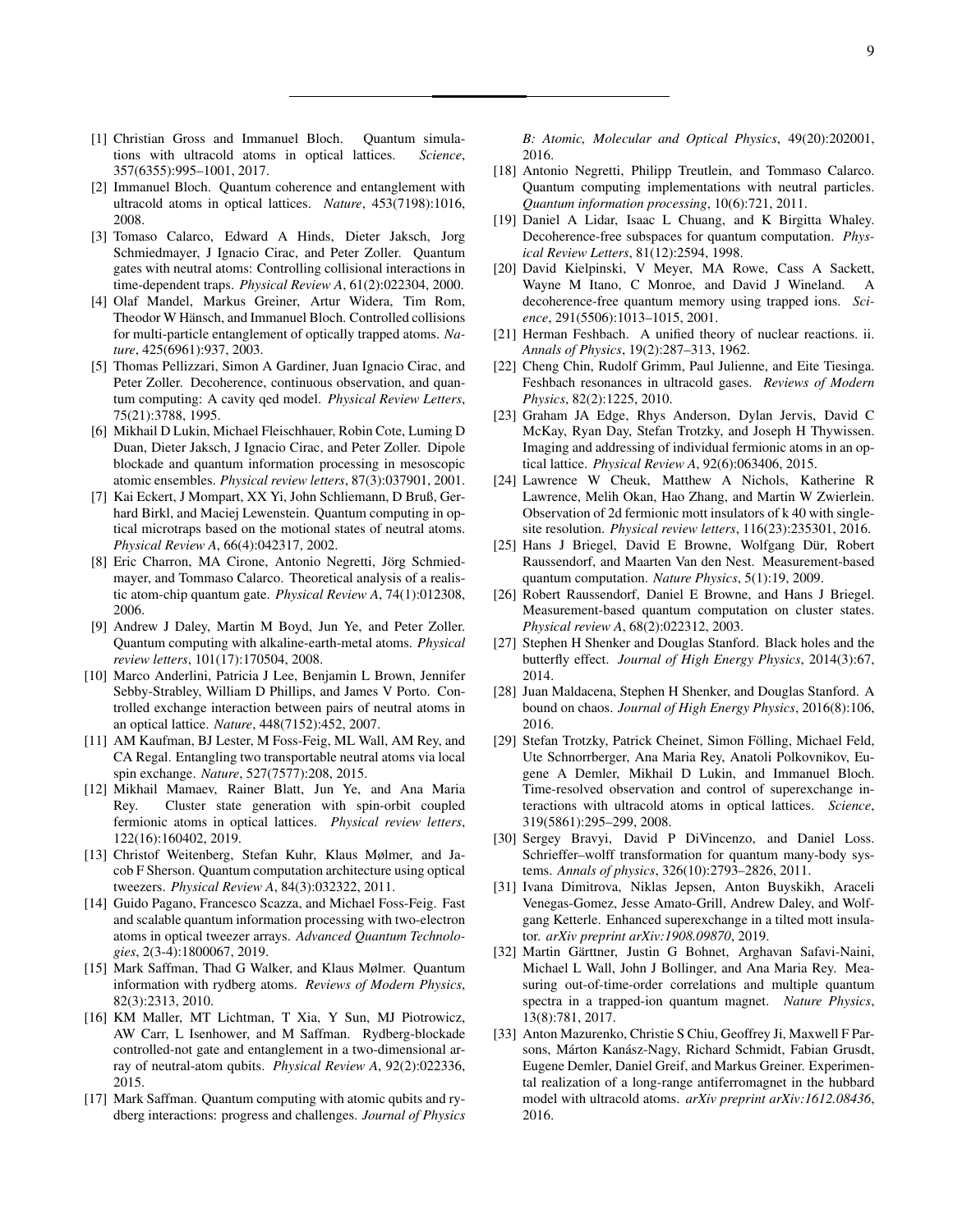[1] Christian Gross and Immanuel Bloch. Quantum simulations with ultracold atoms in optical lattices. *Science*, 357(6355):995–1001, 2017.

[2] Immanuel Bloch. Quantum coherence and entanglement with ultracold atoms in optical lattices. *Nature*, 453(7198):1016, 2008.

[3] Tomaso Calarco, Edward A Hinds, Dieter Jaksch, Jorg Schmiedmayer, J Ignacio Cirac, and Peter Zoller. Quantum gates with neutral atoms: Controlling collisional interactions in time-dependent traps. *Physical Review A*, 61(2):022304, 2000.

[4] Olaf Mandel, Markus Greiner, Artur Widera, Tim Rom, Theodor W Hänsch, and Immanuel Bloch. Controlled collisions for multi-particle entanglement of optically trapped atoms. *Nature*, 425(6961):937, 2003.

[5] Thomas Pellizzari, Simon A Gardiner, Juan Ignacio Cirac, and Peter Zoller. Decoherence, continuous observation, and quantum computing: A cavity qed model. *Physical Review Letters*, 75(21):3788, 1995.

[6] Mikhail D Lukin, Michael Fleischhauer, Robin Cote, Luming D Duan, Dieter Jaksch, J Ignacio Cirac, and Peter Zoller. Dipole blockade and quantum information processing in mesoscopic atomic ensembles. *Physical review letters*, 87(3):037901, 2001.

[7] Kai Eckert, J Mompart, XX Yi, John Schliemann, D Bruß, Gerhard Birkl, and Maciej Lewenstein. Quantum computing in optical microtraps based on the motional states of neutral atoms. *Physical Review A*, 66(4):042317, 2002.

[8] Eric Charron, MA Cirone, Antonio Negretti, Jörg Schmiedmayer, and Tommaso Calarco. Theoretical analysis of a realistic atom-chip quantum gate. *Physical Review A*, 74(1):012308, 2006.

[9] Andrew J Daley, Martin M Boyd, Jun Ye, and Peter Zoller. Quantum computing with alkaline-earth-metal atoms. *Physical review letters*, 101(17):170504, 2008.

[10] Marco Anderlini, Patricia J Lee, Benjamin L Brown, Jennifer Sebby-Strabley, William D Phillips, and James V Porto. Controlled exchange interaction between pairs of neutral atoms in an optical lattice. *Nature*, 448(7152):452, 2007.

[11] AM Kaufman, BJ Lester, M Foss-Feig, ML Wall, AM Rey, and CA Regal. Entangling two transportable neutral atoms via local spin exchange. *Nature*, 527(7577):208, 2015.

[12] Mikhail Mamaev, Rainer Blatt, Jun Ye, and Ana Maria Rey. Cluster state generation with spin-orbit coupled fermionic atoms in optical lattices. *Physical review letters*, 122(16):160402, 2019.

[13] Christof Weitenberg, Stefan Kuhr, Klaus Mølmer, and Jacob F Sherson. Quantum computation architecture using optical tweezers. *Physical Review A*, 84(3):032322, 2011.

[14] Guido Pagano, Francesco Scazza, and Michael Foss-Feig. Fast and scalable quantum information processing with two-electron atoms in optical tweezer arrays. *Advanced Quantum Technologies*, 2(3-4):1800067, 2019.

[15] Mark Saffman, Thad G Walker, and Klaus Mølmer. Quantum information with rydberg atoms. *Reviews of Modern Physics*, 82(3):2313, 2010.

[16] KM Maller, MT Lichtman, T Xia, Y Sun, MJ Piotrowicz, AW Carr, L Isenhower, and M Saffman. Rydberg-blockade controlled-not gate and entanglement in a two-dimensional array of neutral-atom qubits. *Physical Review A*, 92(2):022336, 2015.

[17] Mark Saffman. Quantum computing with atomic qubits and rydberg interactions: progress and challenges. *Journal of Physics B: Atomic, Molecular and Optical Physics*, 49(20):202001, 2016.

[18] Antonio Negretti, Philipp Treutlein, and Tommaso Calarco. Quantum computing implementations with neutral particles. *Quantum information processing*, 10(6):721, 2011.

[19] Daniel A Lidar, Isaac L Chuang, and K Birgitta Whaley. Decoherence-free subspaces for quantum computation. *Physical Review Letters*, 81(12):2594, 1998.

[20] David Kielpinski, V Meyer, MA Rowe, Cass A Sackett, Wayne M Itano, C Monroe, and David J Wineland. A decoherence-free quantum memory using trapped ions. *Science*, 291(5506):1013–1015, 2001.

[21] Herman Feshbach. A unified theory of nuclear reactions. ii. *Annals of Physics*, 19(2):287–313, 1962.

[22] Cheng Chin, Rudolf Grimm, Paul Julienne, and Eite Tiesinga. Feshbach resonances in ultracold gases. *Reviews of Modern Physics*, 82(2):1225, 2010.

[23] Graham JA Edge, Rhys Anderson, Dylan Jervis, David C McKay, Ryan Day, Stefan Trotzky, and Joseph H Thywissen. Imaging and addressing of individual fermionic atoms in an optical lattice. *Physical Review A*, 92(6):063406, 2015.

[24] Lawrence W Cheuk, Matthew A Nichols, Katherine R Lawrence, Melih Okan, Hao Zhang, and Martin W Zwierlein. Observation of 2d fermionic mott insulators of k 40 with single-site resolution. *Physical review letters*, 116(23):235301, 2016.

[25] Hans J Briegel, David E Browne, Wolfgang Dür, Robert Raussendorf, and Maarten Van den Nest. Measurement-based quantum computation. *Nature Physics*, 5(1):19, 2009.

[26] Robert Raussendorf, Daniel E Browne, and Hans J Briegel. Measurement-based quantum computation on cluster states. *Physical review A*, 68(2):022312, 2003.

[27] Stephen H Shenker and Douglas Stanford. Black holes and the butterfly effect. *Journal of High Energy Physics*, 2014(3):67, 2014.

[28] Juan Maldacena, Stephen H Shenker, and Douglas Stanford. A bound on chaos. *Journal of High Energy Physics*, 2016(8):106, 2016.

[29] Stefan Trotzky, Patrick Cheinet, Simon Fölling, Michael Feld, Ute Schnorrberger, Ana Maria Rey, Anatoli Polkovnikov, Eugene A Demler, Mikhail D Lukin, and Immanuel Bloch. Time-resolved observation and control of superexchange interactions with ultracold atoms in optical lattices. *Science*, 319(5861):295–299, 2008.

[30] Sergey Bravyi, David P DiVincenzo, and Daniel Loss. Schrieffer–wolff transformation for quantum many-body systems. *Annals of physics*, 326(10):2793–2826, 2011.

[31] Ivana Dimitrova, Niklas Jepsen, Anton Buyskikh, Araceli Venegas-Gomez, Jesse Amato-Grill, Andrew Daley, and Wolfgang Ketterle. Enhanced superexchange in a tilted mott insulator. *arXiv preprint arXiv:1908.09870*, 2019.

[32] Martin Gärttner, Justin G Bohnet, Arghavan Safavi-Naini, Michael L Wall, John J Bollinger, and Ana Maria Rey. Measuring out-of-time-order correlations and multiple quantum spectra in a trapped-ion quantum magnet. *Nature Physics*, 13(8):781, 2017.

[33] Anton Mazurenko, Christie S Chiu, Geoffrey Ji, Maxwell F Parsons, Márton Kanász-Nagy, Richard Schmidt, Fabian Grusdt, Eugene Demler, Daniel Greif, and Markus Greiner. Experimental realization of a long-range antiferromagnet in the hubbard model with ultracold atoms. *arXiv preprint arXiv:1612.08436*, 2016.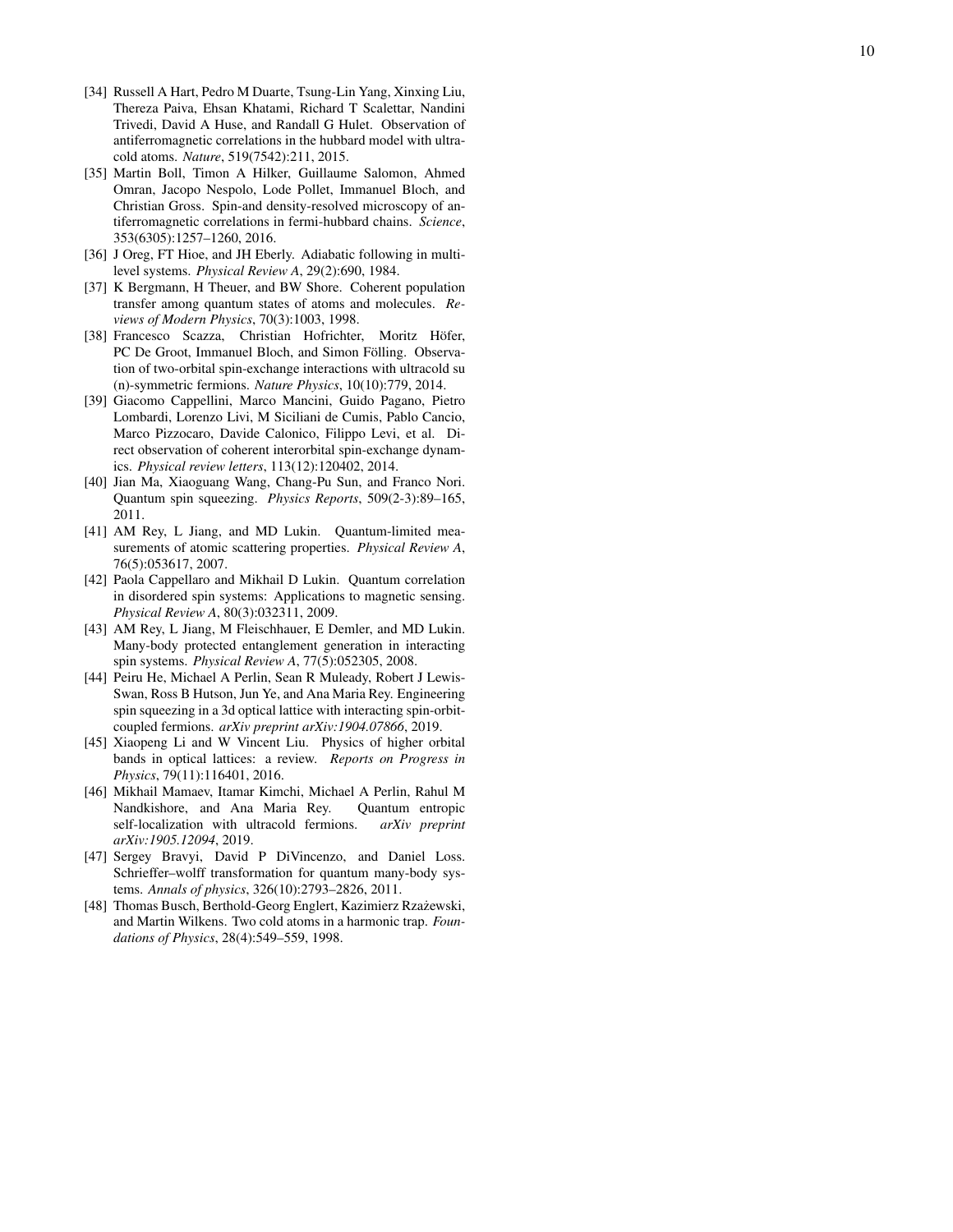- [34] Russell A Hart, Pedro M Duarte, Tsung-Lin Yang, Xinxing Liu, Thereza Paiva, Ehsan Khatami, Richard T Scalettar, Nandini Trivedi, David A Huse, and Randall G Hulet. Observation of antiferromagnetic correlations in the hubbard model with ultracold atoms. *Nature*, 519(7542):211, 2015.
- [35] Martin Boll, Timon A Hilker, Guillaume Salomon, Ahmed Omran, Jacopo Nespolo, Lode Pollet, Immanuel Bloch, and Christian Gross. Spin-and density-resolved microscopy of antiferromagnetic correlations in fermi-hubbard chains. *Science*, 353(6305):1257–1260, 2016.
- [36] J Oreg, FT Hioe, and JH Eberly. Adiabatic following in multilevel systems. *Physical Review A*, 29(2):690, 1984.
- [37] K Bergmann, H Theuer, and BW Shore. Coherent population transfer among quantum states of atoms and molecules. *Reviews of Modern Physics*, 70(3):1003, 1998.
- [38] Francesco Scazza, Christian Hofrichter, Moritz Höfer, PC De Groot, Immanuel Bloch, and Simon Fölling. Observation of two-orbital spin-exchange interactions with ultracold su (n)-symmetric fermions. *Nature Physics*, 10(10):779, 2014.
- [39] Giacomo Cappellini, Marco Mancini, Guido Pagano, Pietro Lombardi, Lorenzo Livi, M Siciliani de Cumis, Pablo Cancio, Marco Pizzocaro, Davide Calonico, Filippo Levi, et al. Direct observation of coherent interorbital spin-exchange dynamics. *Physical review letters*, 113(12):120402, 2014.
- [40] Jian Ma, Xiaoguang Wang, Chang-Pu Sun, and Franco Nori. Quantum spin squeezing. *Physics Reports*, 509(2-3):89–165, 2011.
- [41] AM Rey, L Jiang, and MD Lukin. Quantum-limited measurements of atomic scattering properties. *Physical Review A*, 76(5):053617, 2007.
- [42] Paola Cappellaro and Mikhail D Lukin. Quantum correlation in disordered spin systems: Applications to magnetic sensing. *Physical Review A*, 80(3):032311, 2009.
- [43] AM Rey, L Jiang, M Fleischhauer, E Demler, and MD Lukin. Many-body protected entanglement generation in interacting spin systems. *Physical Review A*, 77(5):052305, 2008.
- [44] Peiru He, Michael A Perlin, Sean R Muleady, Robert J Lewis-Swan, Ross B Hutson, Jun Ye, and Ana Maria Rey. Engineering spin squeezing in a 3d optical lattice with interacting spin-orbit-coupled fermions. *arXiv preprint arXiv:1904.07866*, 2019.
- [45] Xiaopeng Li and W Vincent Liu. Physics of higher orbital bands in optical lattices: a review. *Reports on Progress in Physics*, 79(11):116401, 2016.
- [46] Mikhail Mamaev, Itamar Kimchi, Michael A Perlin, Rahul M Nandkishore, and Ana Maria Rey. Quantum entropic self-localization with ultracold fermions. *arXiv preprint arXiv:1905.12094*, 2019.
- [47] Sergey Bravyi, David P DiVincenzo, and Daniel Loss. Schrieffer–wolff transformation for quantum many-body systems. *Annals of physics*, 326(10):2793–2826, 2011.
- [48] Thomas Busch, Berthold-Georg Englert, Kazimierz Rzażewski, and Martin Wilkens. Two cold atoms in a harmonic trap. *Foundations of Physics*, 28(4):549–559, 1998.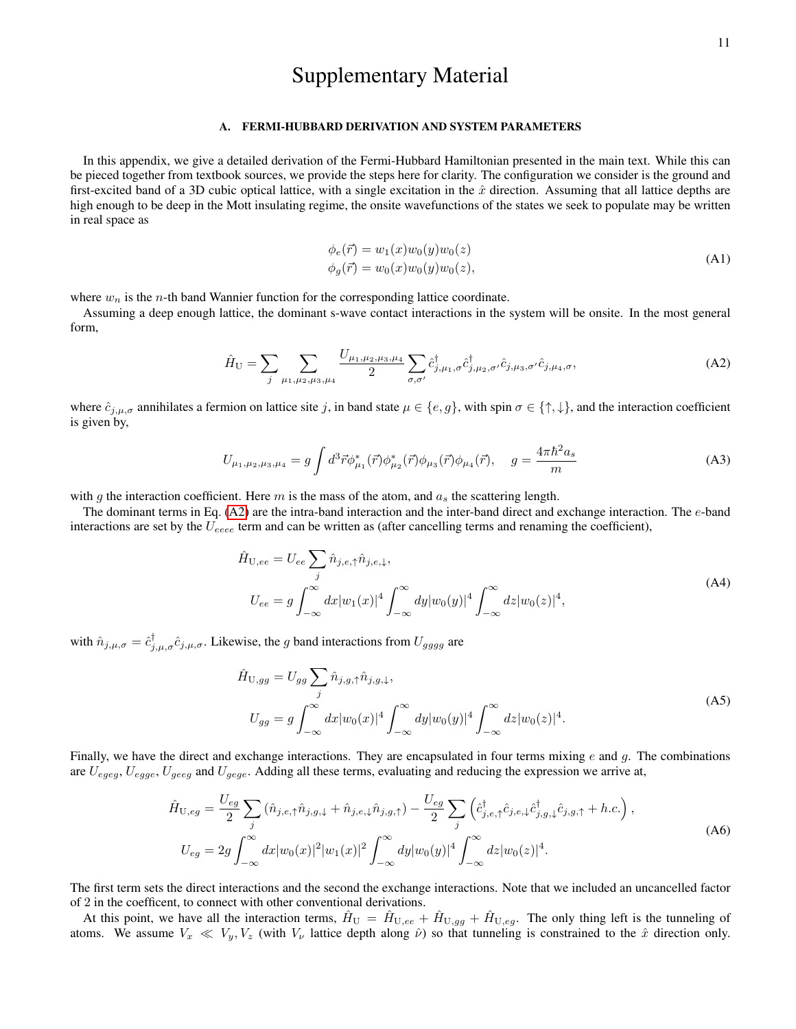# Supplementary Material

## A. FERMI-HUBBARD DERIVATION AND SYSTEM PARAMETERS

In this appendix, we give a detailed derivation of the Fermi-Hubbard Hamiltonian presented in the main text. While this can be pieced together from textbook sources, we provide the steps here for clarity. The configuration we consider is the ground and first-excited band of a 3D cubic optical lattice, with a single excitation in the $\hat{x}$ direction. Assuming that all lattice depths are high enough to be deep in the Mott insulating regime, the onsite wavefunctions of the states we seek to populate may be written in real space as

$$
\begin{aligned}
\phi_e(\vec{r}) &= w_1(x)w_0(y)w_0(z) \\
\phi_g(\vec{r}) &= w_0(x)w_0(y)w_0(z),
\end{aligned}
\tag{A1}
$$

where $w_n$ is the $n$-th band Wannier function for the corresponding lattice coordinate.

Assuming a deep enough lattice, the dominant s-wave contact interactions in the system will be onsite. In the most general form,

$$
\hat{H}_{\mathrm{U}} = \sum_j \sum_{\mu_1,\mu_2,\mu_3,\mu_4} \frac{U_{\mu_1,\mu_2,\mu_3,\mu_4}}{2} \sum_{\sigma,\sigma'} \hat{c}^\dagger_{j,\mu_1,\sigma}\hat{c}^\dagger_{j,\mu_2,\sigma'}\hat{c}_{j,\mu_3,\sigma'}\hat{c}_{j,\mu_4,\sigma},
\tag{A2}
$$

where $\hat{c}_{j,\mu,\sigma}$ annihilates a fermion on lattice site $j$, in band state $\mu \in \{e, g\}$, with spin $\sigma \in \{\uparrow, \downarrow\}$, and the interaction coefficient is given by,

$$
U_{\mu_1,\mu_2,\mu_3,\mu_4} = g \int d^3\vec{r} \phi^*_{\mu_1}(\vec{r})\phi^*_{\mu_2}(\vec{r})\phi_{\mu_3}(\vec{r})\phi_{\mu_4}(\vec{r}), \quad g = \frac{4\pi\hbar^2 a_s}{m}
\tag{A3}
$$

with $g$ the interaction coefficient. Here $m$ is the mass of the atom, and $a_s$ the scattering length.

The dominant terms in Eq. (A2) are the intra-band interaction and the inter-band direct and exchange interaction. The $e$-band interactions are set by the $U_{eeee}$ term and can be written as (after cancelling terms and renaming the coefficient),

$$
\begin{aligned}
\hat{H}_{\mathrm{U},ee} &= U_{ee} \sum_j \hat{n}_{j,e,\uparrow}\hat{n}_{j,e,\downarrow}, \\
U_{ee} &= g \int_{-\infty}^{\infty} dx |w_1(x)|^4 \int_{-\infty}^{\infty} dy |w_0(y)|^4 \int_{-\infty}^{\infty} dz |w_0(z)|^4,
\end{aligned}
\tag{A4}
$$

with $\hat{n}_{j,\mu,\sigma} = \hat{c}^\dagger_{j,\mu,\sigma}\hat{c}_{j,\mu,\sigma}$. Likewise, the $g$ band interactions from $U_{gggg}$ are

$$
\begin{aligned}
\hat{H}_{\mathrm{U},gg} &= U_{gg} \sum_j \hat{n}_{j,g,\uparrow}\hat{n}_{j,g,\downarrow}, \\
U_{gg} &= g \int_{-\infty}^{\infty} dx |w_0(x)|^4 \int_{-\infty}^{\infty} dy |w_0(y)|^4 \int_{-\infty}^{\infty} dz |w_0(z)|^4.
\end{aligned}
\tag{A5}
$$

Finally, we have the direct and exchange interactions. They are encapsulated in four terms mixing $e$ and $g$. The combinations are $U_{egeg}$, $U_{egge}$, $U_{geeg}$ and $U_{gege}$. Adding all these terms, evaluating and reducing the expression we arrive at,

$$
\begin{aligned}
\hat{H}_{\mathrm{U},eg} &= \frac{U_{eg}}{2} \sum_j \left(\hat{n}_{j,e,\uparrow}\hat{n}_{j,g,\downarrow} + \hat{n}_{j,e,\downarrow}\hat{n}_{j,g,\uparrow}\right) - \frac{U_{eg}}{2} \sum_j \left(\hat{c}^\dagger_{j,e,\uparrow}\hat{c}_{j,e,\downarrow}\hat{c}^\dagger_{j,g,\downarrow}\hat{c}_{j,g,\uparrow} + h.c.\right), \\
U_{eg} &= 2g \int_{-\infty}^{\infty} dx |w_0(x)|^2|w_1(x)|^2 \int_{-\infty}^{\infty} dy |w_0(y)|^4 \int_{-\infty}^{\infty} dz |w_0(z)|^4.
\end{aligned}
\tag{A6}
$$

The first term sets the direct interactions and the second the exchange interactions. Note that we included an uncancelled factor of 2 in the coefficent, to connect with other conventional derivations.

At this point, we have all the interaction terms, $\hat{H}_{\mathrm{U}} = \hat{H}_{\mathrm{U},ee} + \hat{H}_{\mathrm{U},gg} + \hat{H}_{\mathrm{U},eg}$. The only thing left is the tunneling of atoms. We assume $V_x \ll V_y, V_z$ (with $V_\nu$ lattice depth along $\hat{\nu}$) so that tunneling is constrained to the $\hat{x}$ direction only.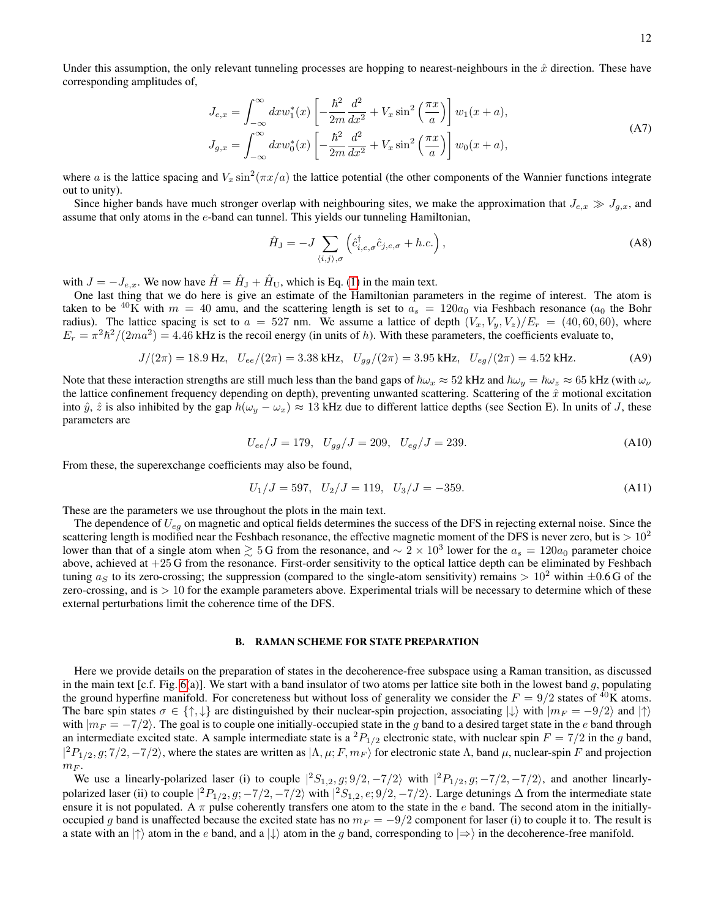Under this assumption, the only relevant tunneling processes are hopping to nearest-neighbours in the $\hat{x}$ direction. These have corresponding amplitudes of,

$$
\begin{aligned}
J_{e,x} &= \int_{-\infty}^{\infty} dx w_1^*(x) \left[ -\frac{\hbar^2}{2m} \frac{d^2}{dx^2} + V_x \sin^2\left(\frac{\pi x}{a}\right) \right] w_1(x+a), \\
J_{g,x} &= \int_{-\infty}^{\infty} dx w_0^*(x) \left[ -\frac{\hbar^2}{2m} \frac{d^2}{dx^2} + V_x \sin^2\left(\frac{\pi x}{a}\right) \right] w_0(x+a),
\end{aligned}
\tag{A7}
$$

where $a$ is the lattice spacing and $V_x \sin^2(\pi x/a)$ the lattice potential (the other components of the Wannier functions integrate out to unity).

Since higher bands have much stronger overlap with neighbouring sites, we make the approximation that $J_{e,x} \gg J_{g,x}$, and assume that only atoms in the $e$-band can tunnel. This yields our tunneling Hamiltonian,

$$
\hat{H}_{\mathrm{J}} = -J \sum_{\langle i,j \rangle, \sigma} \left( \hat{c}^\dagger_{i,e,\sigma} \hat{c}_{j,e,\sigma} + h.c. \right), \tag{A8}
$$

with $J = -J_{e,x}$. We now have $\hat{H} = \hat{H}_{\mathrm{J}} + \hat{H}_{\mathrm{U}}$, which is Eq. (1) in the main text.

One last thing that we do here is give an estimate of the Hamiltonian parameters in the regime of interest. The atom is taken to be $^{40}$K with $m = 40$ amu, and the scattering length is set to $a_s = 120a_0$ via Feshbach resonance ($a_0$ the Bohr radius). The lattice spacing is set to $a = 527$ nm. We assume a lattice of depth $(V_x, V_y, V_z)/E_r = (40, 60, 60)$, where $E_r = \pi^2\hbar^2/(2ma^2) = 4.46$ kHz is the recoil energy (in units of $h$). With these parameters, the coefficients evaluate to,

$$
J/(2\pi) = 18.9\,\text{Hz}, \quad U_{ee}/(2\pi) = 3.38\,\text{kHz}, \quad U_{gg}/(2\pi) = 3.95\,\text{kHz}, \quad U_{eg}/(2\pi) = 4.52\,\text{kHz}. \tag{A9}
$$

Note that these interaction strengths are still much less than the band gaps of $\hbar\omega_x \approx 52$ kHz and $\hbar\omega_y = \hbar\omega_z \approx 65$ kHz (with $\omega_\nu$ the lattice confinement frequency depending on depth), preventing unwanted scattering. Scattering of the $\hat{x}$ motional excitation into $\hat{y}, \hat{z}$ is also inhibited by the gap $\hbar(\omega_y - \omega_x) \approx 13$ kHz due to different lattice depths (see Section E). In units of $J$, these parameters are

$$
U_{ee}/J = 179, \quad U_{gg}/J = 209, \quad U_{eg}/J = 239. \tag{A10}
$$

From these, the superexchange coefficients may also be found,

$$
U_1/J = 597, \quad U_2/J = 119, \quad U_3/J = -359. \tag{A11}
$$

These are the parameters we use throughout the plots in the main text.

The dependence of $U_{eg}$ on magnetic and optical fields determines the success of the DFS in rejecting external noise. Since the scattering length is modified near the Feshbach resonance, the effective magnetic moment of the DFS is never zero, but is $> 10^2$ lower than that of a single atom when $\gtrsim 5$ G from the resonance, and $\sim 2 \times 10^3$ lower for the $a_s = 120a_0$ parameter choice above, achieved at $+25$ G from the resonance. First-order sensitivity to the optical lattice depth can be eliminated by Feshbach tuning $a_S$ to its zero-crossing; the suppression (compared to the single-atom sensitivity) remains $> 10^2$ within $\pm 0.6$ G of the zero-crossing, and is $> 10$ for the example parameters above. Experimental trials will be necessary to determine which of these external perturbations limit the coherence time of the DFS.

### B. RAMAN SCHEME FOR STATE PREPARATION

Here we provide details on the preparation of states in the decoherence-free subspace using a Raman transition, as discussed in the main text [c.f. Fig. 6(a)]. We start with a band insulator of two atoms per lattice site both in the lowest band $g$, populating the ground hyperfine manifold. For concreteness but without loss of generality we consider the $F = 9/2$ states of $^{40}$K atoms. The bare spin states $\sigma \in \{\uparrow, \downarrow\}$ are distinguished by their nuclear-spin projection, associating $|\downarrow\rangle$ with $|m_F = -9/2\rangle$ and $|\uparrow\rangle$ with $|m_F = -7/2\rangle$. The goal is to couple one initially-occupied state in the $g$ band to a desired target state in the $e$ band through an intermediate excited state. A sample intermediate state is a $^2P_{1/2}$ electronic state, with nuclear spin $F = 7/2$ in the $g$ band, $|^2P_{1/2}, g; 7/2, -7/2\rangle$, where the states are written as $|\Lambda, \mu; F, m_F\rangle$ for electronic state $\Lambda$, band $\mu$, nuclear-spin $F$ and projection $m_F$.

We use a linearly-polarized laser (i) to couple $|^2S_{1,2}, g; 9/2, -7/2\rangle$ with $|^2P_{1/2}, g; -7/2, -7/2\rangle$, and another linearly-polarized laser (ii) to couple $|^2P_{1/2}, g; -7/2, -7/2\rangle$ with $|^2S_{1,2}, e; 9/2, -7/2\rangle$. Large detunings $\Delta$ from the intermediate state ensure it is not populated. A $\pi$ pulse coherently transfers one atom to the state in the $e$ band. The second atom in the initially-occupied $g$ band is unaffected because the excited state has no $m_F = -9/2$ component for laser (i) to couple it to. The result is a state with an $|\uparrow\rangle$ atom in the $e$ band, and a $|\downarrow\rangle$ atom in the $g$ band, corresponding to $|\Rightarrow\rangle$ in the decoherence-free manifold.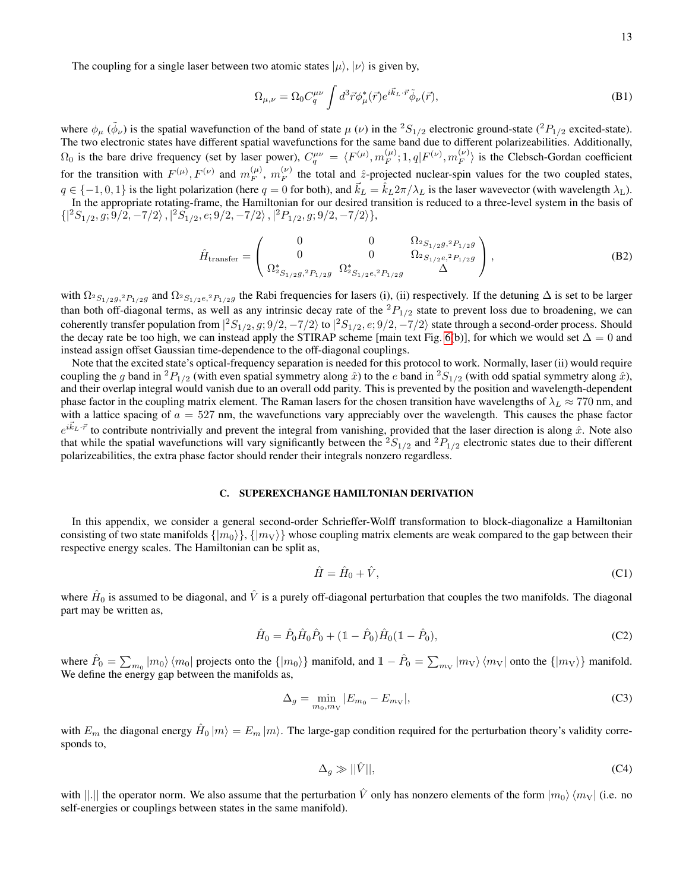The coupling for a single laser between two atomic states $|\mu\rangle$, $|\nu\rangle$ is given by,

$$\Omega_{\mu,\nu} = \Omega_0 C_q^{\mu\nu} \int d^3\vec{r} \phi_\mu^*(\vec{r}) e^{i\vec{k}_L \cdot \vec{r}} \tilde{\phi}_\nu(\vec{r}), \tag{B1}$$

where $\phi_\mu$ ($\tilde{\phi}_\nu$) is the spatial wavefunction of the band of state $\mu$ ($\nu$) in the ${}^2S_{1/2}$ electronic ground-state (${}^2P_{1/2}$ excited-state). The two electronic states have different spatial wavefunctions for the same band due to different polarizeabilities. Additionally, $\Omega_0$ is the bare drive frequency (set by laser power), $C_q^{\mu\nu} = \langle F^{(\mu)}, m_F^{(\mu)}; 1, q | F^{(\nu)}, m_F^{(\nu)} \rangle$ is the Clebsch-Gordan coefficient for the transition with $F^{(\mu)}, F^{(\nu)}$ and $m_F^{(\mu)}$, $m_F^{(\nu)}$ the total and $\hat{z}$-projected nuclear-spin values for the two coupled states, $q \in \{-1, 0, 1\}$ is the light polarization (here $q = 0$ for both), and $\vec{k}_L = \hat{k}_L 2\pi/\lambda_L$ is the laser wavevector (with wavelength $\lambda_\mathrm{L}$).

In the appropriate rotating-frame, the Hamiltonian for our desired transition is reduced to a three-level system in the basis of $\{|{}^2S_{1/2}, g; 9/2, -7/2\rangle, |{}^2S_{1/2}, e; 9/2, -7/2\rangle, |{}^2P_{1/2}, g; 9/2, -7/2\rangle\}$,

$$\hat{H}_\mathrm{transfer} = \begin{pmatrix} 0 & 0 & \Omega_{{}^2S_{1/2}g, {}^2P_{1/2}g} \\ 0 & 0 & \Omega_{{}^2S_{1/2}e, {}^2P_{1/2}g} \\ \Omega^*_{{}^2S_{1/2}g, {}^2P_{1/2}g} & \Omega^*_{{}^2S_{1/2}e, {}^2P_{1/2}g} & \Delta \end{pmatrix}, \tag{B2}$$

with $\Omega_{{}^2S_{1/2}g, {}^2P_{1/2}g}$ and $\Omega_{{}^2S_{1/2}e, {}^2P_{1/2}g}$ the Rabi frequencies for lasers (i), (ii) respectively. If the detuning $\Delta$ is set to be larger than both off-diagonal terms, as well as any intrinsic decay rate of the ${}^2P_{1/2}$ state to prevent loss due to broadening, we can coherently transfer population from $|{}^2S_{1/2}, g; 9/2, -7/2\rangle$ to $|{}^2S_{1/2}, e; 9/2, -7/2\rangle$ state through a second-order process. Should the decay rate be too high, we can instead apply the STIRAP scheme [main text Fig. 6(b)], for which we would set $\Delta = 0$ and instead assign offset Gaussian time-dependence to the off-diagonal couplings.

Note that the excited state's optical-frequency separation is needed for this protocol to work. Normally, laser (ii) would require coupling the $g$ band in ${}^2P_{1/2}$ (with even spatial symmetry along $\hat{x}$) to the $e$ band in ${}^2S_{1/2}$ (with odd spatial symmetry along $\hat{x}$), and their overlap integral would vanish due to an overall odd parity. This is prevented by the position and wavelength-dependent phase factor in the coupling matrix element. The Raman lasers for the chosen transition have wavelengths of $\lambda_L \approx 770$ nm, and with a lattice spacing of $a = 527$ nm, the wavefunctions vary appreciably over the wavelength. This causes the phase factor $e^{i\vec{k}_L \cdot \vec{r}}$ to contribute nontrivially and prevent the integral from vanishing, provided that the laser direction is along $\hat{x}$. Note also that while the spatial wavefunctions will vary significantly between the ${}^2S_{1/2}$ and ${}^2P_{1/2}$ electronic states due to their different polarizeabilities, the extra phase factor should render their integrals nonzero regardless.

### C. SUPEREXCHANGE HAMILTONIAN DERIVATION

In this appendix, we consider a general second-order Schrieffer-Wolff transformation to block-diagonalize a Hamiltonian consisting of two state manifolds $\{|m_0\rangle\}$, $\{|m_\mathrm{V}\rangle\}$ whose coupling matrix elements are weak compared to the gap between their respective energy scales. The Hamiltonian can be split as,

$$\hat{H} = \hat{H}_0 + \hat{V}, \tag{C1}$$

where $\hat{H}_0$ is assumed to be diagonal, and $\hat{V}$ is a purely off-diagonal perturbation that couples the two manifolds. The diagonal part may be written as,

$$\hat{H}_0 = \hat{P}_0 \hat{H}_0 \hat{P}_0 + (\mathbb{1} - \hat{P}_0) \hat{H}_0 (\mathbb{1} - \hat{P}_0), \tag{C2}$$

where $\hat{P}_0 = \sum_{m_0} |m_0\rangle \langle m_0|$ projects onto the $\{|m_0\rangle\}$ manifold, and $\mathbb{1} - \hat{P}_0 = \sum_{m_\mathrm{V}} |m_\mathrm{V}\rangle \langle m_\mathrm{V}|$ onto the $\{|m_\mathrm{V}\rangle\}$ manifold. We define the energy gap between the manifolds as,

$$\Delta_g = \min_{m_0, m_\mathrm{V}} |E_{m_0} - E_{m_\mathrm{V}}|, \tag{C3}$$

with $E_m$ the diagonal energy $\hat{H}_0 |m\rangle = E_m |m\rangle$. The large-gap condition required for the perturbation theory's validity corresponds to,

$$\Delta_g \gg ||\hat{V}||, \tag{C4}$$

with $||.||$ the operator norm. We also assume that the perturbation $\hat{V}$ only has nonzero elements of the form $|m_0\rangle \langle m_\mathrm{V}|$ (i.e. no self-energies or couplings between states in the same manifold).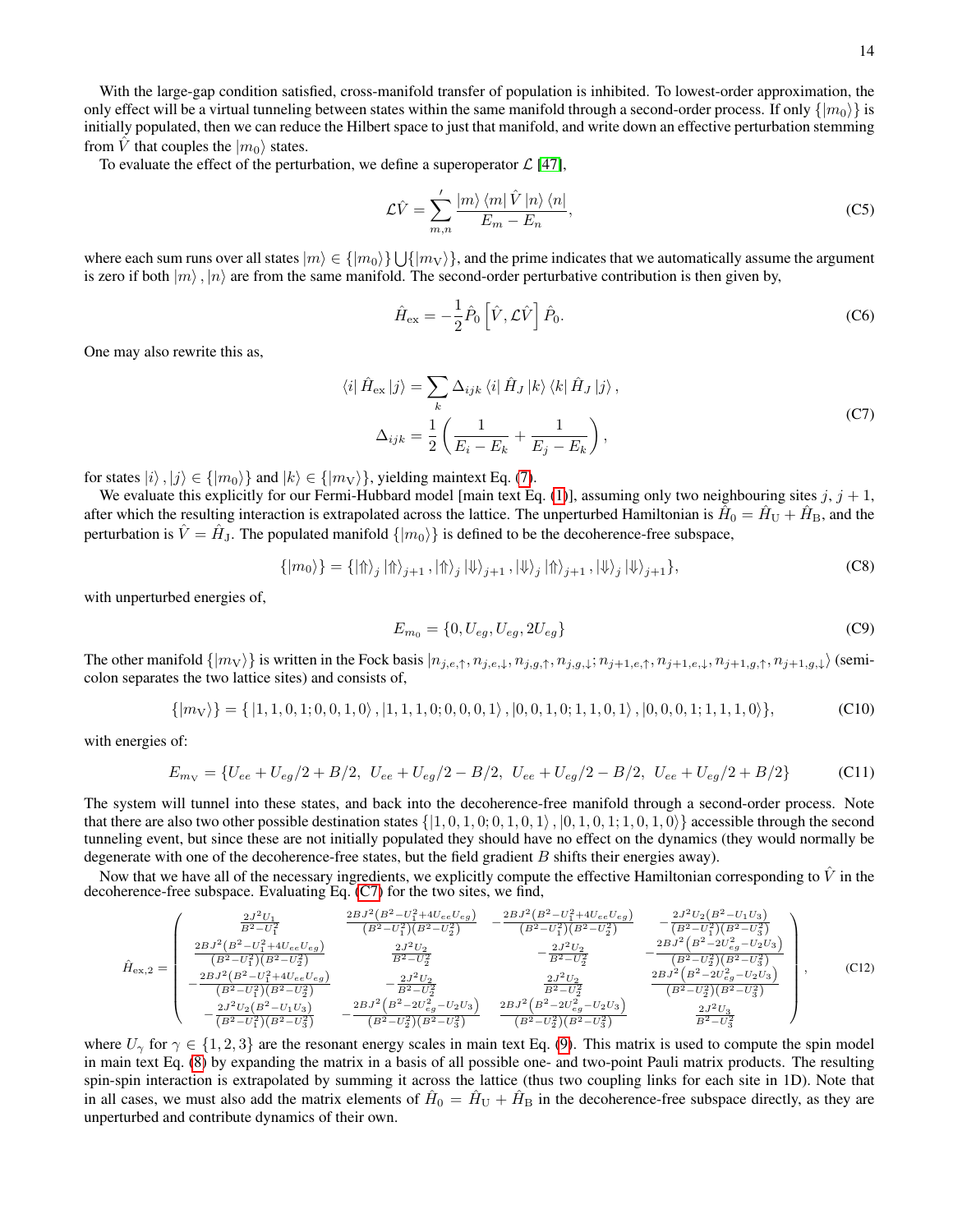With the large-gap condition satisfied, cross-manifold transfer of population is inhibited. To lowest-order approximation, the only effect will be a virtual tunneling between states within the same manifold through a second-order process. If only $\{|m_0\rangle\}$ is initially populated, then we can reduce the Hilbert space to just that manifold, and write down an effective perturbation stemming from $\hat{V}$ that couples the $|m_0\rangle$ states.

To evaluate the effect of the perturbation, we define a superoperator $\mathcal{L}$ [47],

$$\mathcal{L}\hat{V} = \sum_{m,n}{}^{'} \frac{|m\rangle\langle m|\hat{V}|n\rangle\langle n|}{E_m - E_n}, \tag{C5}$$

where each sum runs over all states $|m\rangle \in \{|m_0\rangle\}\bigcup\{|m_\mathrm{V}\rangle\}$, and the prime indicates that we automatically assume the argument is zero if both $|m\rangle, |n\rangle$ are from the same manifold. The second-order perturbative contribution is then given by,

$$\hat{H}_\mathrm{ex} = -\frac{1}{2}\hat{P}_0\left[\hat{V}, \mathcal{L}\hat{V}\right]\hat{P}_0. \tag{C6}$$

One may also rewrite this as,

$$\begin{gathered}\langle i|\hat{H}_\mathrm{ex}|j\rangle = \sum_k \Delta_{ijk}\langle i|\hat{H}_J|k\rangle\langle k|\hat{H}_J|j\rangle, \\ \Delta_{ijk} = \frac{1}{2}\left(\frac{1}{E_i - E_k} + \frac{1}{E_j - E_k}\right),\end{gathered} \tag{C7}$$

for states $|i\rangle, |j\rangle \in \{|m_0\rangle\}$ and $|k\rangle \in \{|m_\mathrm{V}\rangle\}$, yielding maintext Eq. (7).

We evaluate this explicitly for our Fermi-Hubbard model [main text Eq. (1)], assuming only two neighbouring sites $j$, $j+1$, after which the resulting interaction is extrapolated across the lattice. The unperturbed Hamiltonian is $\hat{H}_0 = \hat{H}_\mathrm{U} + \hat{H}_\mathrm{B}$, and the perturbation is $\hat{V} = \hat{H}_\mathrm{J}$. The populated manifold $\{|m_0\rangle\}$ is defined to be the decoherence-free subspace,

$$\{|m_0\rangle\} = \{|\Uparrow\rangle_j|\Uparrow\rangle_{j+1}, |\Uparrow\rangle_j|\Downarrow\rangle_{j+1}, |\Downarrow\rangle_j|\Uparrow\rangle_{j+1}, |\Downarrow\rangle_j|\Downarrow\rangle_{j+1}\}, \tag{C8}$$

with unperturbed energies of,

$$E_{m_0} = \{0, U_{eg}, U_{eg}, 2U_{eg}\} \tag{C9}$$

The other manifold $\{|m_\mathrm{V}\rangle\}$ is written in the Fock basis $|n_{j,e,\uparrow}, n_{j,e,\downarrow}, n_{j,g,\uparrow}, n_{j,g,\downarrow}; n_{j+1,e,\uparrow}, n_{j+1,e,\downarrow}, n_{j+1,g,\uparrow}, n_{j+1,g,\downarrow}\rangle$ (semi-colon separates the two lattice sites) and consists of,

$$\{|m_\mathrm{V}\rangle\} = \{\,|1,1,0,1;0,0,1,0\rangle, |1,1,1,0;0,0,0,1\rangle, |0,0,1,0;1,1,0,1\rangle, |0,0,0,1;1,1,1,0\rangle\}, \tag{C10}$$

with energies of:

$$E_{m_\mathrm{V}} = \{U_{ee} + U_{eg}/2 + B/2,\;\; U_{ee} + U_{eg}/2 - B/2,\;\; U_{ee} + U_{eg}/2 - B/2,\;\; U_{ee} + U_{eg}/2 + B/2\} \tag{C11}$$

The system will tunnel into these states, and back into the decoherence-free manifold through a second-order process. Note that there are also two other possible destination states $\{|1,0,1,0;0,1,0,1\rangle, |0,1,0,1;1,0,1,0\rangle\}$ accessible through the second tunneling event, but since these are not initially populated they should have no effect on the dynamics (they would normally be degenerate with one of the decoherence-free states, but the field gradient $B$ shifts their energies away).

Now that we have all of the necessary ingredients, we explicitly compute the effective Hamiltonian corresponding to $\hat{V}$ in the decoherence-free subspace. Evaluating Eq. (C7) for the two sites, we find,

$$\hat{H}_{\mathrm{ex},2} = \begin{pmatrix} \frac{2J^2U_1}{B^2-U_1^2} & \frac{2BJ^2(B^2-U_1^2+4U_{ee}U_{eg})}{(B^2-U_1^2)(B^2-U_2^2)} & -\frac{2BJ^2(B^2-U_1^2+4U_{ee}U_{eg})}{(B^2-U_1^2)(B^2-U_2^2)} & -\frac{2J^2U_2(B^2-U_1U_3)}{(B^2-U_1^2)(B^2-U_3^2)} \\ \frac{2BJ^2(B^2-U_1^2+4U_{ee}U_{eg})}{(B^2-U_1^2)(B^2-U_2^2)} & \frac{2J^2U_2}{B^2-U_2^2} & -\frac{2J^2U_2}{B^2-U_2^2} & -\frac{2BJ^2\left(B^2-2U_{eg}^2-U_2U_3\right)}{(B^2-U_2^2)(B^2-U_3^2)} \\ -\frac{2BJ^2(B^2-U_1^2+4U_{ee}U_{eg})}{(B^2-U_1^2)(B^2-U_2^2)} & -\frac{2J^2U_2}{B^2-U_2^2} & \frac{2J^2U_2}{B^2-U_2^2} & \frac{2BJ^2\left(B^2-2U_{eg}^2-U_2U_3\right)}{(B^2-U_2^2)(B^2-U_3^2)} \\ -\frac{2J^2U_2(B^2-U_1U_3)}{(B^2-U_1^2)(B^2-U_3^2)} & -\frac{2BJ^2\left(B^2-2U_{eg}^2-U_2U_3\right)}{(B^2-U_2^2)(B^2-U_3^2)} & \frac{2BJ^2\left(B^2-2U_{eg}^2-U_2U_3\right)}{(B^2-U_2^2)(B^2-U_3^2)} & \frac{2J^2U_3}{B^2-U_3^2} \end{pmatrix}, \tag{C12}$$

where $U_\gamma$ for $\gamma \in \{1,2,3\}$ are the resonant energy scales in main text Eq. (9). This matrix is used to compute the spin model in main text Eq. (8) by expanding the matrix in a basis of all possible one- and two-point Pauli matrix products. The resulting spin-spin interaction is extrapolated by summing it across the lattice (thus two coupling links for each site in 1D). Note that in all cases, we must also add the matrix elements of $\hat{H}_0 = \hat{H}_\mathrm{U} + \hat{H}_\mathrm{B}$ in the decoherence-free subspace directly, as they are unperturbed and contribute dynamics of their own.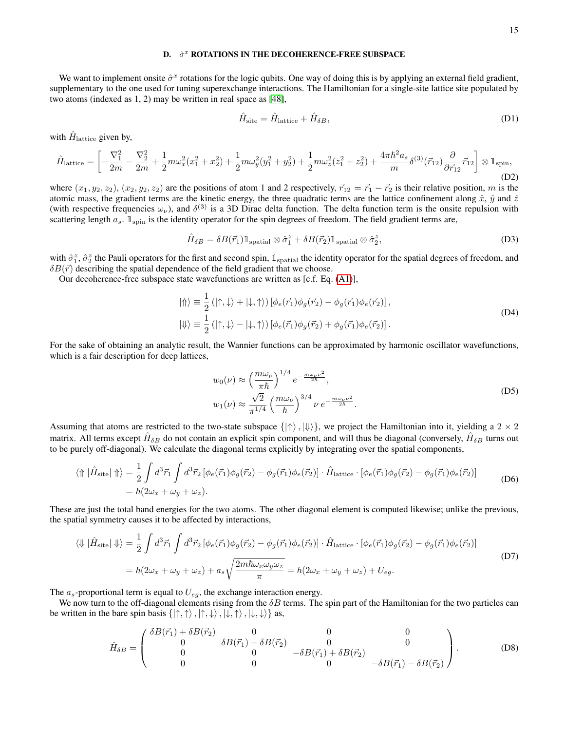### D. $\hat{\sigma}^x$ ROTATIONS IN THE DECOHERENCE-FREE SUBSPACE

We want to implement onsite $\hat{\sigma}^x$ rotations for the logic qubits. One way of doing this is by applying an external field gradient, supplementary to the one used for tuning superexchange interactions. The Hamiltonian for a single-site lattice site populated by two atoms (indexed as 1, 2) may be written in real space as [48],

$$\hat{H}_{\text{site}} = \hat{H}_{\text{lattice}} + \hat{H}_{\delta B}, \tag{D1}$$

with $\hat{H}_{\text{lattice}}$ given by,

$$\hat{H}_{\text{lattice}} = \left[ -\frac{\nabla_1^2}{2m} - \frac{\nabla_2^2}{2m} + \frac{1}{2}m\omega_x^2(x_1^2 + x_2^2) + \frac{1}{2}m\omega_y^2(y_1^2 + y_2^2) + \frac{1}{2}m\omega_z^2(z_1^2 + z_2^2) + \frac{4\pi\hbar^2 a_s}{m}\delta^{(3)}(\vec{r}_{12})\frac{\partial}{\partial \vec{r}_{12}}\vec{r}_{12} \right] \otimes \mathbb{1}_{\text{spin}}, \tag{D2}$$

where $(x_1, y_2, z_2)$, $(x_2, y_2, z_2)$ are the positions of atom 1 and 2 respectively, $\vec{r}_{12} = \vec{r}_1 - \vec{r}_2$ is their relative position, $m$ is the atomic mass, the gradient terms are the kinetic energy, the three quadratic terms are the lattice confinement along $\hat{x}$, $\hat{y}$ and $\hat{z}$ (with respective frequencies $\omega_\nu$), and $\delta^{(3)}$ is a 3D Dirac delta function. The delta function term is the onsite repulsion with scattering length $a_s$. $\mathbb{1}_{\text{spin}}$ is the identity operator for the spin degrees of freedom. The field gradient terms are,

$$\hat{H}_{\delta B} = \delta B(\vec{r}_1)\mathbb{1}_{\text{spatial}} \otimes \hat{\sigma}_1^z + \delta B(\vec{r}_2)\mathbb{1}_{\text{spatial}} \otimes \hat{\sigma}_2^z, \tag{D3}$$

with $\hat{\sigma}_1^z$, $\hat{\sigma}_2^z$ the Pauli operators for the first and second spin, $\mathbb{1}_{\text{spatial}}$ the identity operator for the spatial degrees of freedom, and $\delta B(\vec{r})$ describing the spatial dependence of the field gradient that we choose.

Our decoherence-free subspace state wavefunctions are written as [c.f. Eq. (A1)],

$$\begin{aligned}
|\Uparrow\rangle &\equiv \frac{1}{2}\left(|\uparrow,\downarrow\rangle + |\downarrow,\uparrow\rangle\right)\left[\phi_e(\vec{r}_1)\phi_g(\vec{r}_2) - \phi_g(\vec{r}_1)\phi_e(\vec{r}_2)\right], \\
|\Downarrow\rangle &\equiv \frac{1}{2}\left(|\uparrow,\downarrow\rangle - |\downarrow,\uparrow\rangle\right)\left[\phi_e(\vec{r}_1)\phi_g(\vec{r}_2) + \phi_g(\vec{r}_1)\phi_e(\vec{r}_2)\right].
\end{aligned} \tag{D4}$$

For the sake of obtaining an analytic result, the Wannier functions can be approximated by harmonic oscillator wavefunctions, which is a fair description for deep lattices,

$$\begin{aligned}
w_0(\nu) &\approx \left(\frac{m\omega_\nu}{\pi\hbar}\right)^{1/4} e^{-\frac{m\omega_\nu \nu^2}{2\hbar}}, \\
w_1(\nu) &\approx \frac{\sqrt{2}}{\pi^{1/4}}\left(\frac{m\omega_\nu}{\hbar}\right)^{3/4} \nu\, e^{-\frac{m\omega_\nu \nu^2}{2\hbar}}.
\end{aligned} \tag{D5}$$

Assuming that atoms are restricted to the two-state subspace $\{|\Uparrow\rangle, |\Downarrow\rangle\}$, we project the Hamiltonian into it, yielding a $2 \times 2$ matrix. All terms except $\hat{H}_{\delta B}$ do not contain an explicit spin component, and will thus be diagonal (conversely, $\hat{H}_{\delta B}$ turns out to be purely off-diagonal). We calculate the diagonal terms explicitly by integrating over the spatial components,

$$\begin{aligned}
\langle\Uparrow|\hat{H}_{\text{site}}|\Uparrow\rangle &= \frac{1}{2}\int d^3\vec{r}_1 \int d^3\vec{r}_2 \left[\phi_e(\vec{r}_1)\phi_g(\vec{r}_2) - \phi_g(\vec{r}_1)\phi_e(\vec{r}_2)\right] \cdot \hat{H}_{\text{lattice}} \cdot \left[\phi_e(\vec{r}_1)\phi_g(\vec{r}_2) - \phi_g(\vec{r}_1)\phi_e(\vec{r}_2)\right] \\
&= \hbar(2\omega_x + \omega_y + \omega_z).
\end{aligned} \tag{D6}$$

These are just the total band energies for the two atoms. The other diagonal element is computed likewise; unlike the previous, the spatial symmetry causes it to be affected by interactions,

$$\begin{aligned}
\langle\Downarrow|\hat{H}_{\text{site}}|\Downarrow\rangle &= \frac{1}{2}\int d^3\vec{r}_1 \int d^3\vec{r}_2 \left[\phi_e(\vec{r}_1)\phi_g(\vec{r}_2) - \phi_g(\vec{r}_1)\phi_e(\vec{r}_2)\right] \cdot \hat{H}_{\text{lattice}} \cdot \left[\phi_e(\vec{r}_1)\phi_g(\vec{r}_2) - \phi_g(\vec{r}_1)\phi_e(\vec{r}_2)\right] \\
&= \hbar(2\omega_x + \omega_y + \omega_z) + a_s\sqrt{\frac{2m\hbar\omega_x\omega_y\omega_z}{\pi}} = \hbar(2\omega_x + \omega_y + \omega_z) + U_{eg}.
\end{aligned} \tag{D7}$$

The $a_s$-proportional term is equal to $U_{eg}$, the exchange interaction energy.

We now turn to the off-diagonal elements rising from the $\delta B$ terms. The spin part of the Hamiltonian for the two particles can be written in the bare spin basis $\{|\uparrow,\uparrow\rangle, |\uparrow,\downarrow\rangle, |\downarrow,\uparrow\rangle, |\downarrow,\downarrow\rangle\}$ as,

$$\hat{H}_{\delta B} = \begin{pmatrix}
\delta B(\vec{r}_1) + \delta B(\vec{r}_2) & 0 & 0 & 0 \\
0 & \delta B(\vec{r}_1) - \delta B(\vec{r}_2) & 0 & 0 \\
0 & 0 & -\delta B(\vec{r}_1) + \delta B(\vec{r}_2) & 0 \\
0 & 0 & 0 & -\delta B(\vec{r}_1) - \delta B(\vec{r}_2)
\end{pmatrix}. \tag{D8}$$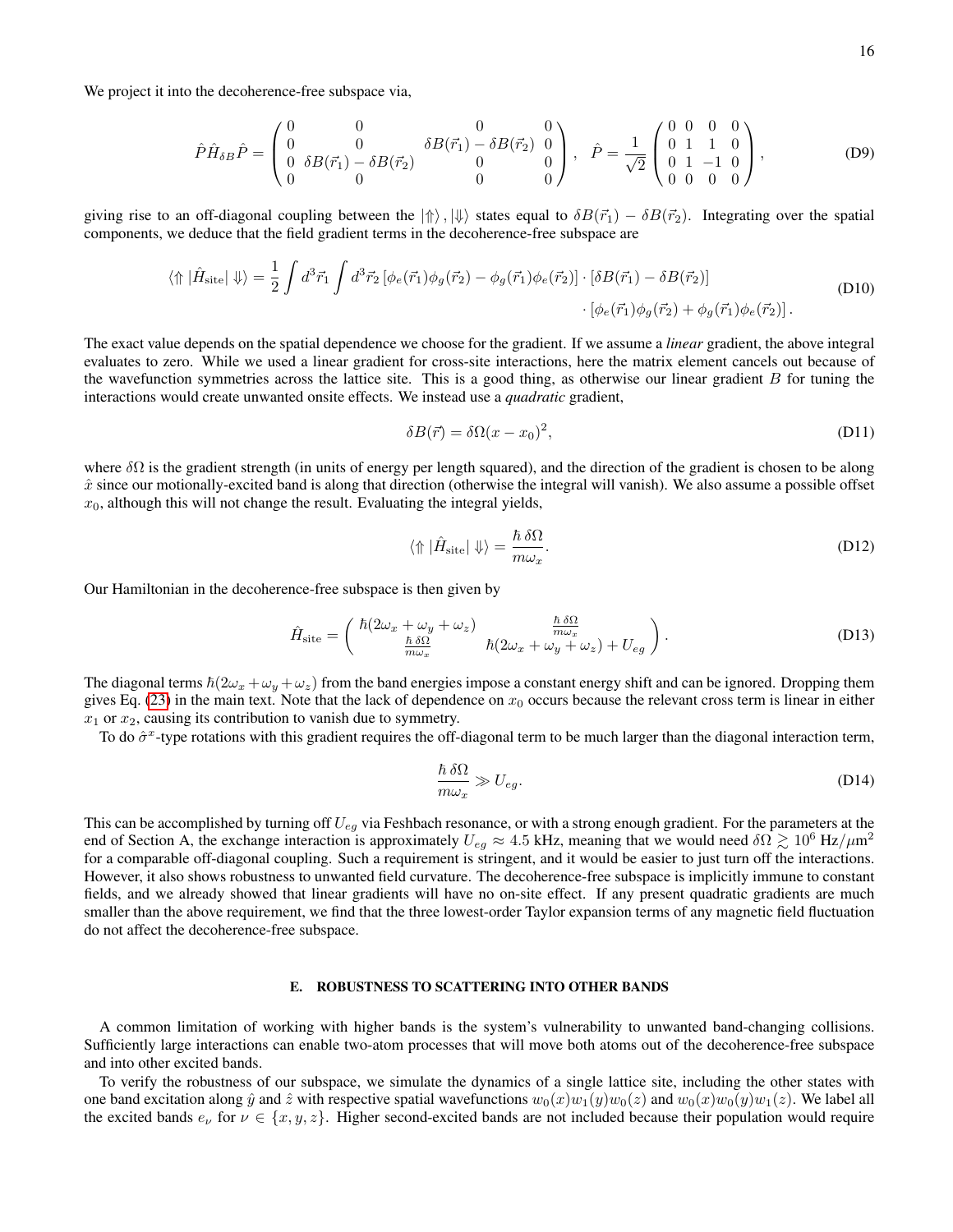We project it into the decoherence-free subspace via,

$$\hat{P}\hat{H}_{\delta B}\hat{P} = \begin{pmatrix} 0 & 0 & 0 & 0 \\ 0 & 0 & \delta B(\vec{r}_1) - \delta B(\vec{r}_2) & 0 \\ 0 & \delta B(\vec{r}_1) - \delta B(\vec{r}_2) & 0 & 0 \\ 0 & 0 & 0 & 0 \end{pmatrix}, \quad \hat{P} = \frac{1}{\sqrt{2}} \begin{pmatrix} 0 & 0 & 0 & 0 \\ 0 & 1 & 1 & 0 \\ 0 & 1 & -1 & 0 \\ 0 & 0 & 0 & 0 \end{pmatrix}, \tag{D9}$$

giving rise to an off-diagonal coupling between the $|\Uparrow\rangle, |\Downarrow\rangle$ states equal to $\delta B(\vec{r}_1) - \delta B(\vec{r}_2)$. Integrating over the spatial components, we deduce that the field gradient terms in the decoherence-free subspace are

$$\langle \Uparrow | \hat{H}_{\text{site}} | \Downarrow \rangle = \frac{1}{2} \int d^3\vec{r}_1 \int d^3\vec{r}_2 \left[\phi_e(\vec{r}_1)\phi_g(\vec{r}_2) - \phi_g(\vec{r}_1)\phi_e(\vec{r}_2)\right] \cdot \left[\delta B(\vec{r}_1) - \delta B(\vec{r}_2)\right] \cdot \left[\phi_e(\vec{r}_1)\phi_g(\vec{r}_2) + \phi_g(\vec{r}_1)\phi_e(\vec{r}_2)\right]. \tag{D10}$$

The exact value depends on the spatial dependence we choose for the gradient. If we assume a *linear* gradient, the above integral evaluates to zero. While we used a linear gradient for cross-site interactions, here the matrix element cancels out because of the wavefunction symmetries across the lattice site. This is a good thing, as otherwise our linear gradient $B$ for tuning the interactions would create unwanted onsite effects. We instead use a *quadratic* gradient,

$$\delta B(\vec{r}) = \delta\Omega (x - x_0)^2, \tag{D11}$$

where $\delta\Omega$ is the gradient strength (in units of energy per length squared), and the direction of the gradient is chosen to be along $\hat{x}$ since our motionally-excited band is along that direction (otherwise the integral will vanish). We also assume a possible offset $x_0$, although this will not change the result. Evaluating the integral yields,

$$\langle \Uparrow | \hat{H}_{\text{site}} | \Downarrow \rangle = \frac{\hbar\, \delta\Omega}{m\omega_x}. \tag{D12}$$

Our Hamiltonian in the decoherence-free subspace is then given by

$$\hat{H}_{\text{site}} = \begin{pmatrix} \hbar(2\omega_x + \omega_y + \omega_z) & \frac{\hbar\, \delta\Omega}{m\omega_x} \\ \frac{\hbar\, \delta\Omega}{m\omega_x} & \hbar(2\omega_x + \omega_y + \omega_z) + U_{eg} \end{pmatrix}. \tag{D13}$$

The diagonal terms $\hbar(2\omega_x + \omega_y + \omega_z)$ from the band energies impose a constant energy shift and can be ignored. Dropping them gives Eq. (23) in the main text. Note that the lack of dependence on $x_0$ occurs because the relevant cross term is linear in either $x_1$ or $x_2$, causing its contribution to vanish due to symmetry.

To do $\hat{\sigma}^x$-type rotations with this gradient requires the off-diagonal term to be much larger than the diagonal interaction term,

$$\frac{\hbar\, \delta\Omega}{m\omega_x} \gg U_{eg}. \tag{D14}$$

This can be accomplished by turning off $U_{eg}$ via Feshbach resonance, or with a strong enough gradient. For the parameters at the end of Section A, the exchange interaction is approximately $U_{eg} \approx 4.5$ kHz, meaning that we would need $\delta\Omega \gtrsim 10^6$ Hz/$\mu$m$^2$ for a comparable off-diagonal coupling. Such a requirement is stringent, and it would be easier to just turn off the interactions. However, it also shows robustness to unwanted field curvature. The decoherence-free subspace is implicitly immune to constant fields, and we already showed that linear gradients will have no on-site effect. If any present quadratic gradients are much smaller than the above requirement, we find that the three lowest-order Taylor expansion terms of any magnetic field fluctuation do not affect the decoherence-free subspace.

## E. ROBUSTNESS TO SCATTERING INTO OTHER BANDS

A common limitation of working with higher bands is the system's vulnerability to unwanted band-changing collisions. Sufficiently large interactions can enable two-atom processes that will move both atoms out of the decoherence-free subspace and into other excited bands.

To verify the robustness of our subspace, we simulate the dynamics of a single lattice site, including the other states with one band excitation along $\hat{y}$ and $\hat{z}$ with respective spatial wavefunctions $w_0(x)w_1(y)w_0(z)$ and $w_0(x)w_0(y)w_1(z)$. We label all the excited bands $e_\nu$ for $\nu \in \{x, y, z\}$. Higher second-excited bands are not included because their population would require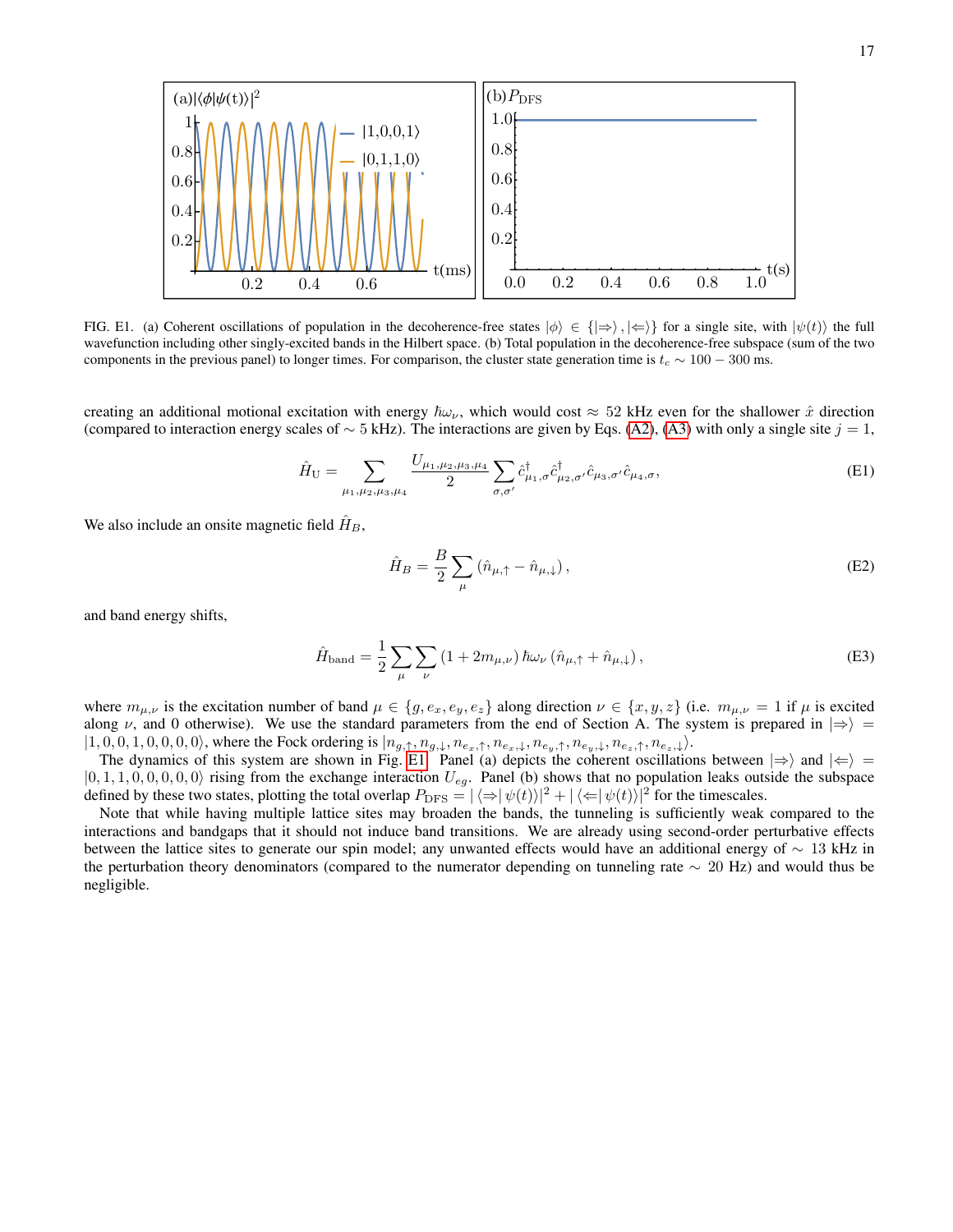(a) $|\langle\phi|\psi(t)\rangle|^2$

1

0.8

0.6

0.4

0.2

0.2 0.4 0.6 t(ms)

$|1,0,0,1\rangle$

$|0,1,1,0\rangle$

(b) $P_{\rm DFS}$

1.0

0.8

0.6

0.4

0.2

0.0 0.2 0.4 0.6 0.8 1.0 t(s)

FIG. E1. (a) Coherent oscillations of population in the decoherence-free states $|\phi\rangle \in \{|\Rightarrow\rangle, |\Leftarrow\rangle\}$ for a single site, with $|\psi(t)\rangle$ the full wavefunction including other singly-excited bands in the Hilbert space. (b) Total population in the decoherence-free subspace (sum of the two components in the previous panel) to longer times. For comparison, the cluster state generation time is $t_c \sim 100-300$ ms.

creating an additional motional excitation with energy $\hbar\omega_\nu$, which would cost $\approx 52$ kHz even for the shallower $\hat{x}$ direction (compared to interaction energy scales of $\sim 5$ kHz). The interactions are given by Eqs. (A2), (A3) with only a single site $j=1$,

$$\hat{H}_{\rm U} = \sum_{\mu_1,\mu_2,\mu_3,\mu_4} \frac{U_{\mu_1,\mu_2,\mu_3,\mu_4}}{2} \sum_{\sigma,\sigma'} \hat{c}^\dagger_{\mu_1,\sigma} \hat{c}^\dagger_{\mu_2,\sigma'} \hat{c}_{\mu_3,\sigma'} \hat{c}_{\mu_4,\sigma}, \tag{E1}$$

We also include an onsite magnetic field $\hat{H}_B$,

$$\hat{H}_B = \frac{B}{2} \sum_\mu \left(\hat{n}_{\mu,\uparrow} - \hat{n}_{\mu,\downarrow}\right), \tag{E2}$$

and band energy shifts,

$$\hat{H}_{\rm band} = \frac{1}{2} \sum_\mu \sum_\nu \left(1 + 2m_{\mu,\nu}\right) \hbar\omega_\nu \left(\hat{n}_{\mu,\uparrow} + \hat{n}_{\mu,\downarrow}\right), \tag{E3}$$

where $m_{\mu,\nu}$ is the excitation number of band $\mu \in \{g, e_x, e_y, e_z\}$ along direction $\nu \in \{x, y, z\}$ (i.e. $m_{\mu,\nu} = 1$ if $\mu$ is excited along $\nu$, and 0 otherwise). We use the standard parameters from the end of Section A. The system is prepared in $|\Rightarrow\rangle = |1,0,0,1,0,0,0,0\rangle$, where the Fock ordering is $|n_{g,\uparrow}, n_{g,\downarrow}, n_{e_x,\uparrow}, n_{e_x,\downarrow}, n_{e_y,\uparrow}, n_{e_y,\downarrow}, n_{e_z,\uparrow}, n_{e_z,\downarrow}\rangle$.

The dynamics of this system are shown in Fig. E1. Panel (a) depicts the coherent oscillations between $|\Rightarrow\rangle$ and $|\Leftarrow\rangle = |0,1,1,0,0,0,0,0\rangle$ rising from the exchange interaction $U_{eg}$. Panel (b) shows that no population leaks outside the subspace defined by these two states, plotting the total overlap $P_{\rm DFS} = |\langle\Rightarrow|\psi(t)\rangle|^2 + |\langle\Leftarrow|\psi(t)\rangle|^2$ for the timescales.

Note that while having multiple lattice sites may broaden the bands, the tunneling is sufficiently weak compared to the interactions and bandgaps that it should not induce band transitions. We are already using second-order perturbative effects between the lattice sites to generate our spin model; any unwanted effects would have an additional energy of $\sim 13$ kHz in the perturbation theory denominators (compared to the numerator depending on tunneling rate $\sim 20$ Hz) and would thus be negligible.